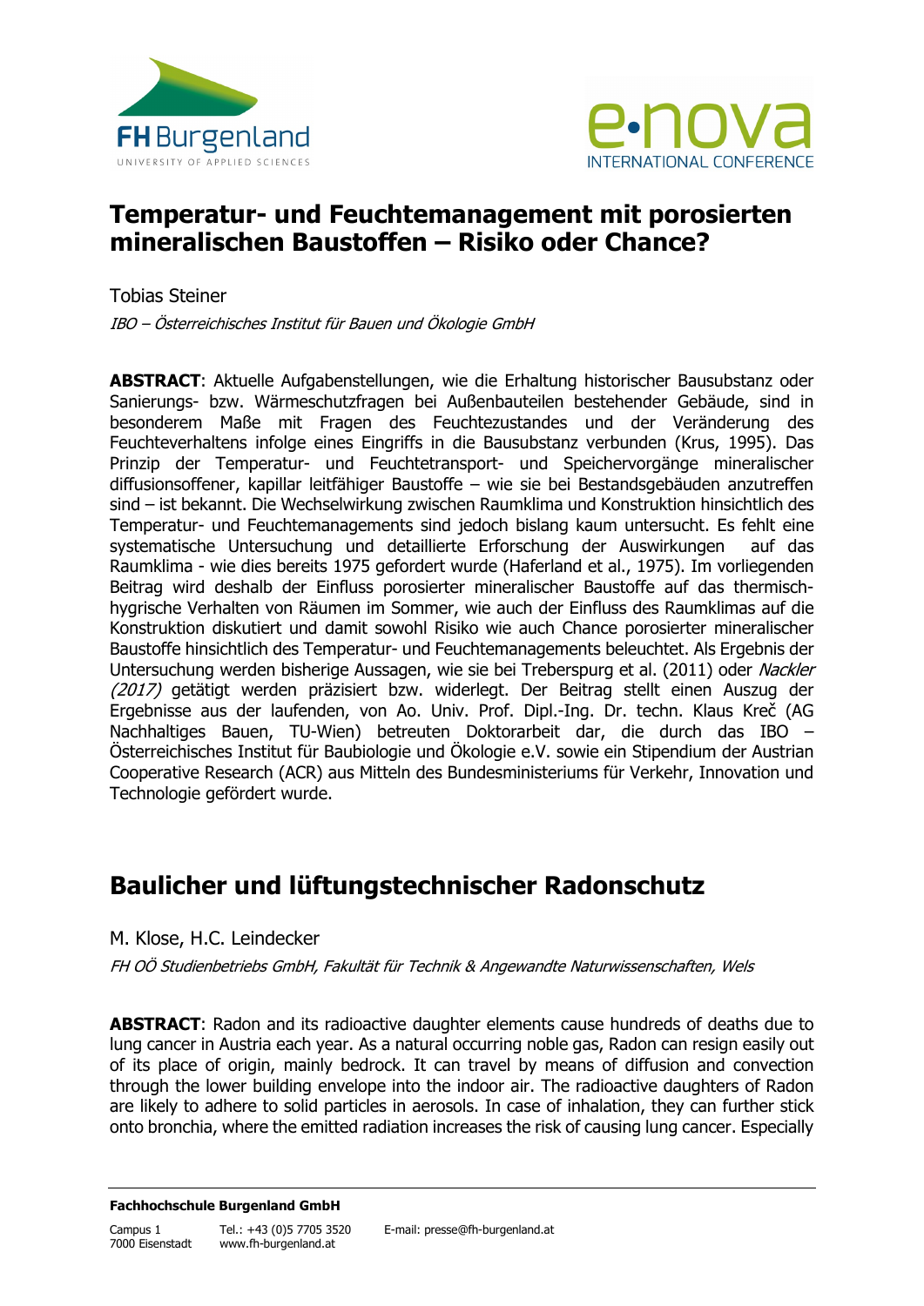# Temperatur- und Feuchtemanagement mit porosierten mineralischen Baustoffen – Risiko oder Chance?

Tobias Steiner

*IBO – Österreichisches Institut für Bauen und Ökologie GmbH*

**ABSTRACT**: Aktuelle Aufgabenstellungen, wie die Erhaltung historischer Bausubstanz oder Sanierungs- bzw. Wärmeschutzfragen bei Außenbauteilen bestehender Gebäude, sind in besonderem Maße mit Fragen des Feuchtezustandes und der Veränderung des Feuchteverhaltens infolge eines Eingriffs in die Bausubstanz verbunden (Krus, 1995). Das Prinzip der Temperatur- und Feuchtetransport- und Speichervorgänge mineralischer diffusionsoffener, kapillar leitfähiger Baustoffe – wie sie bei Bestandsgebäuden anzutreffen sind – ist bekannt. Die Wechselwirkung zwischen Raumklima und Konstruktion hinsichtlich des Temperatur- und Feuchtemanagements sind jedoch bislang kaum untersucht. Es fehlt eine systematische Untersuchung und detaillierte Erforschung der Auswirkungen auf das Raumklima - wie dies bereits 1975 gefordert wurde (Haferland et al., 1975). Im vorliegenden Beitrag wird deshalb der Einfluss porosierter mineralischer Baustoffe auf das thermisch-hygrische Verhalten von Räumen im Sommer, wie auch der Einfluss des Raumklimas auf die Konstruktion diskutiert und damit sowohl Risiko wie auch Chance porosierter mineralischer Baustoffe hinsichtlich des Temperatur- und Feuchtemanagements beleuchtet. Als Ergebnis der Untersuchung werden bisherige Aussagen, wie sie bei Treberspurg et al. (2011) oder *Nackler (2017)* getätigt werden präzisiert bzw. widerlegt. Der Beitrag stellt einen Auszug der Ergebnisse aus der laufenden, von Ao. Univ. Prof. Dipl.-Ing. Dr. techn. Klaus Kreč (AG Nachhaltiges Bauen, TU-Wien) betreuten Doktorarbeit dar, die durch das IBO – Österreichisches Institut für Baubiologie und Ökologie e.V. sowie ein Stipendium der Austrian Cooperative Research (ACR) aus Mitteln des Bundesministeriums für Verkehr, Innovation und Technologie gefördert wurde.

# Baulicher und lüftungstechnischer Radonschutz

M. Klose, H.C. Leindecker

*FH OÖ Studienbetriebs GmbH, Fakultät für Technik & Angewandte Naturwissenschaften, Wels*

**ABSTRACT**: Radon and its radioactive daughter elements cause hundreds of deaths due to lung cancer in Austria each year. As a natural occurring noble gas, Radon can resign easily out of its place of origin, mainly bedrock. It can travel by means of diffusion and convection through the lower building envelope into the indoor air. The radioactive daughters of Radon are likely to adhere to solid particles in aerosols. In case of inhalation, they can further stick onto bronchia, where the emitted radiation increases the risk of causing lung cancer. Especially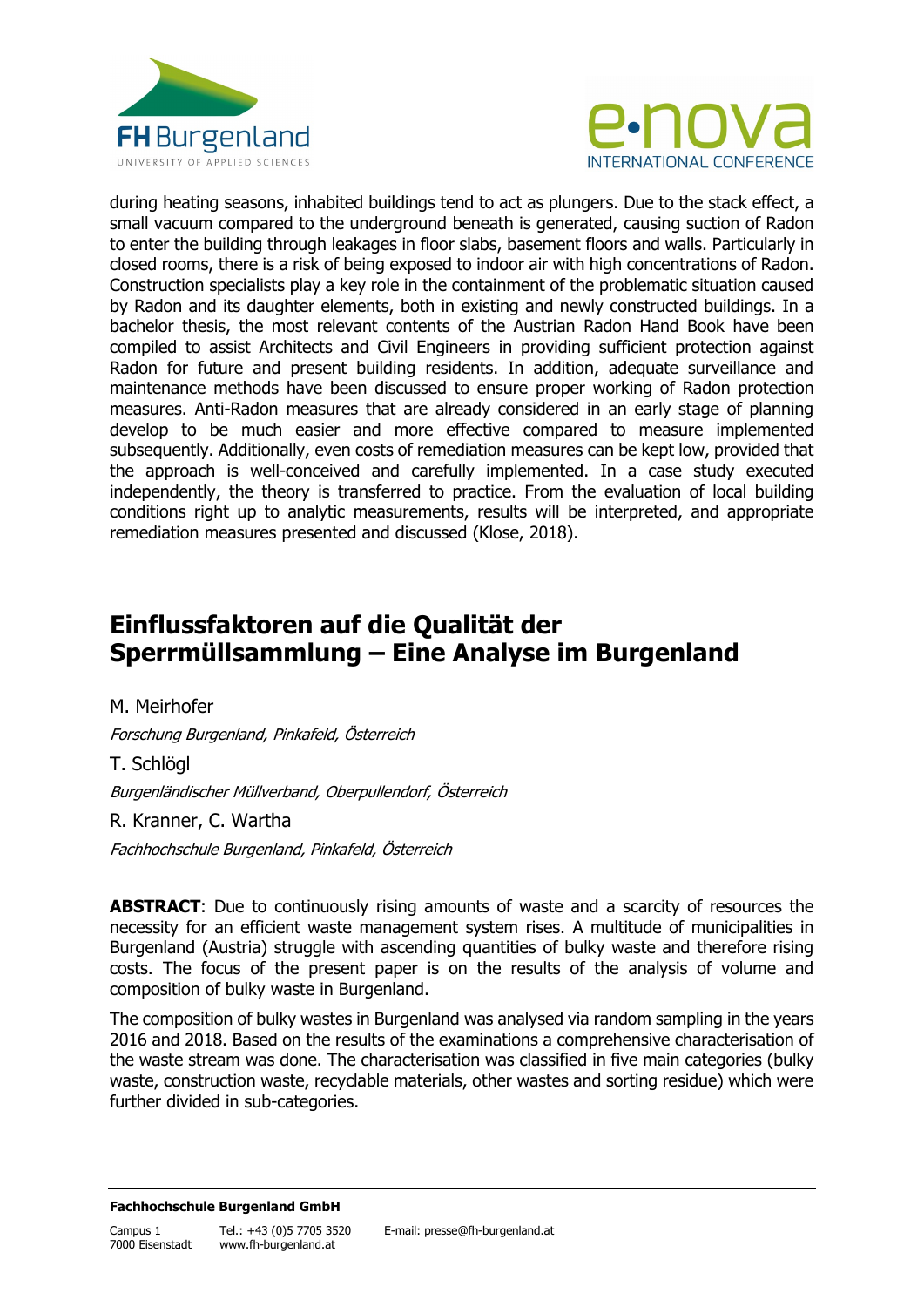during heating seasons, inhabited buildings tend to act as plungers. Due to the stack effect, a small vacuum compared to the underground beneath is generated, causing suction of Radon to enter the building through leakages in floor slabs, basement floors and walls. Particularly in closed rooms, there is a risk of being exposed to indoor air with high concentrations of Radon. Construction specialists play a key role in the containment of the problematic situation caused by Radon and its daughter elements, both in existing and newly constructed buildings. In a bachelor thesis, the most relevant contents of the Austrian Radon Hand Book have been compiled to assist Architects and Civil Engineers in providing sufficient protection against Radon for future and present building residents. In addition, adequate surveillance and maintenance methods have been discussed to ensure proper working of Radon protection measures. Anti-Radon measures that are already considered in an early stage of planning develop to be much easier and more effective compared to measure implemented subsequently. Additionally, even costs of remediation measures can be kept low, provided that the approach is well-conceived and carefully implemented. In a case study executed independently, the theory is transferred to practice. From the evaluation of local building conditions right up to analytic measurements, results will be interpreted, and appropriate remediation measures presented and discussed (Klose, 2018).

# Einflussfaktoren auf die Qualität der Sperrmüllsammlung – Eine Analyse im Burgenland

M. Meirhofer

*Forschung Burgenland, Pinkafeld, Österreich*

T. Schlögl

*Burgenländischer Müllverband, Oberpullendorf, Österreich*

R. Kranner, C. Wartha

*Fachhochschule Burgenland, Pinkafeld, Österreich*

**ABSTRACT**: Due to continuously rising amounts of waste and a scarcity of resources the necessity for an efficient waste management system rises. A multitude of municipalities in Burgenland (Austria) struggle with ascending quantities of bulky waste and therefore rising costs. The focus of the present paper is on the results of the analysis of volume and composition of bulky waste in Burgenland.

The composition of bulky wastes in Burgenland was analysed via random sampling in the years 2016 and 2018. Based on the results of the examinations a comprehensive characterisation of the waste stream was done. The characterisation was classified in five main categories (bulky waste, construction waste, recyclable materials, other wastes and sorting residue) which were further divided in sub-categories.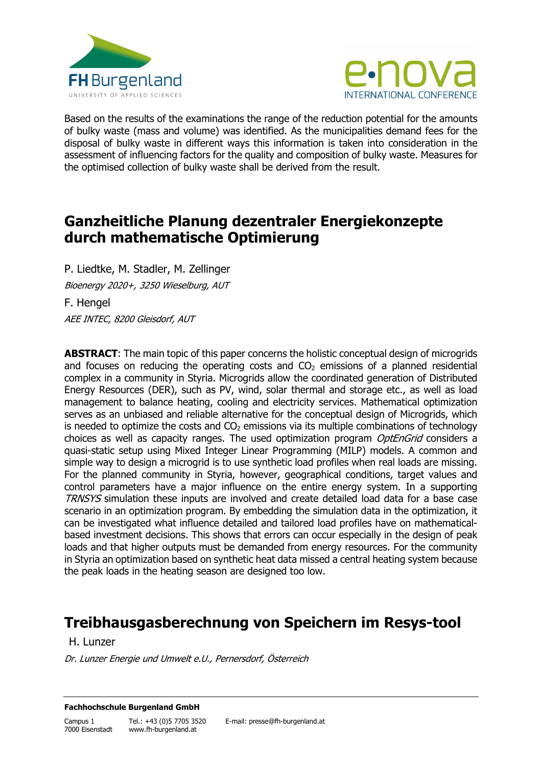Based on the results of the examinations the range of the reduction potential for the amounts of bulky waste (mass and volume) was identified. As the municipalities demand fees for the disposal of bulky waste in different ways this information is taken into consideration in the assessment of influencing factors for the quality and composition of bulky waste. Measures for the optimised collection of bulky waste shall be derived from the result.

## Ganzheitliche Planung dezentraler Energiekonzepte durch mathematische Optimierung

P. Liedtke, M. Stadler, M. Zellinger

*Bioenergy 2020+, 3250 Wieselburg, AUT*

F. Hengel

*AEE INTEC, 8200 Gleisdorf, AUT*

**ABSTRACT**: The main topic of this paper concerns the holistic conceptual design of microgrids and focuses on reducing the operating costs and $CO_2$ emissions of a planned residential complex in a community in Styria. Microgrids allow the coordinated generation of Distributed Energy Resources (DER), such as PV, wind, solar thermal and storage etc., as well as load management to balance heating, cooling and electricity services. Mathematical optimization serves as an unbiased and reliable alternative for the conceptual design of Microgrids, which is needed to optimize the costs and $CO_2$ emissions via its multiple combinations of technology choices as well as capacity ranges. The used optimization program *OptEnGrid* considers a quasi-static setup using Mixed Integer Linear Programming (MILP) models. A common and simple way to design a microgrid is to use synthetic load profiles when real loads are missing. For the planned community in Styria, however, geographical conditions, target values and control parameters have a major influence on the entire energy system. In a supporting *TRNSYS* simulation these inputs are involved and create detailed load data for a base case scenario in an optimization program. By embedding the simulation data in the optimization, it can be investigated what influence detailed and tailored load profiles have on mathematical-based investment decisions. This shows that errors can occur especially in the design of peak loads and that higher outputs must be demanded from energy resources. For the community in Styria an optimization based on synthetic heat data missed a central heating system because the peak loads in the heating season are designed too low.

## Treibhausgasberechnung von Speichern im Resys-tool

H. Lunzer

*Dr. Lunzer Energie und Umwelt e.U., Pernersdorf, Österreich*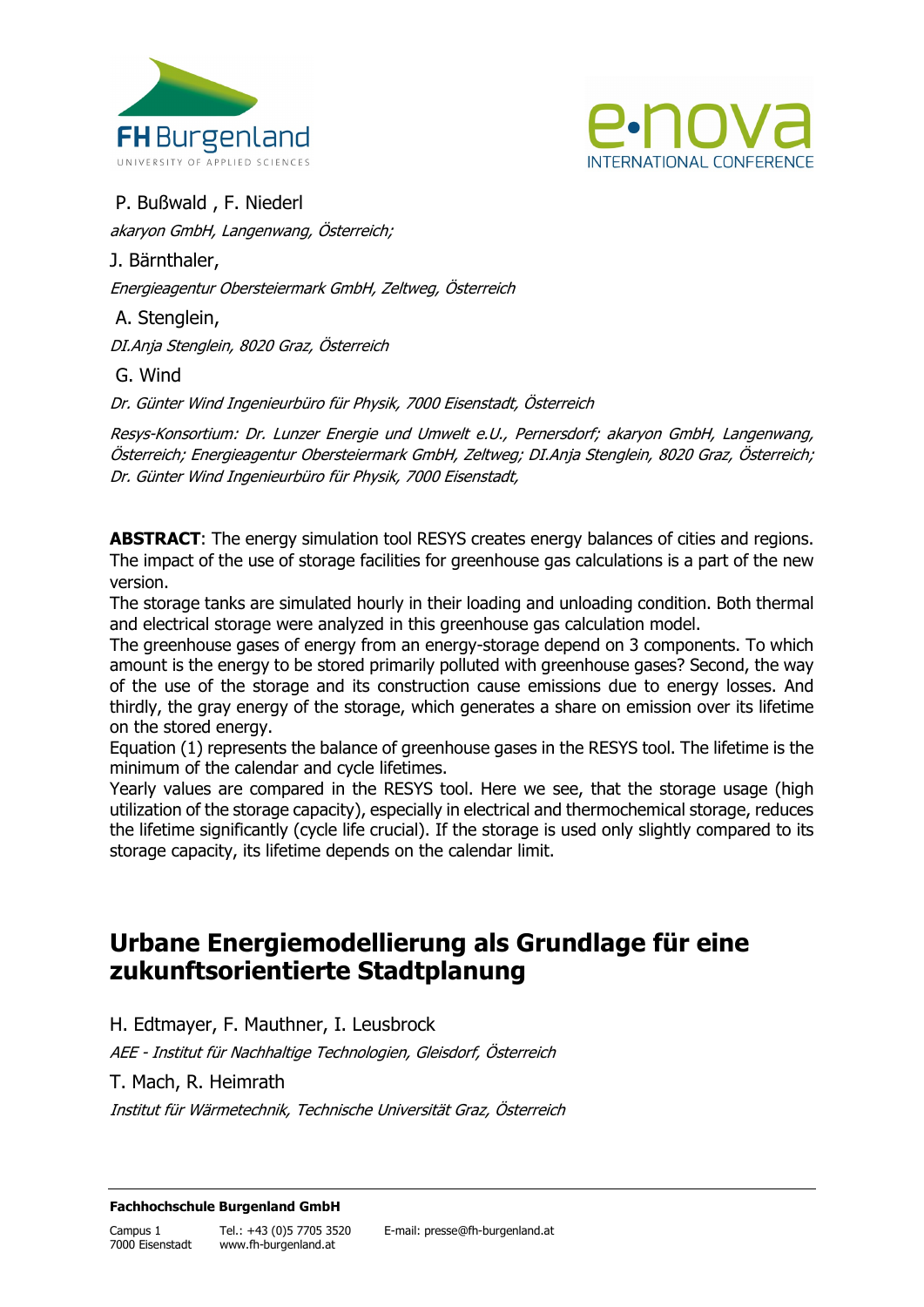P. Bußwald , F. Niederl

*akaryon GmbH, Langenwang, Österreich;*

J. Bärnthaler,

*Energieagentur Obersteiermark GmbH, Zeltweg, Österreich*

A. Stenglein,

*DI.Anja Stenglein, 8020 Graz, Österreich*

G. Wind

*Dr. Günter Wind Ingenieurbüro für Physik, 7000 Eisenstadt, Österreich*

*Resys-Konsortium: Dr. Lunzer Energie und Umwelt e.U., Pernersdorf; akaryon GmbH, Langenwang, Österreich; Energieagentur Obersteiermark GmbH, Zeltweg; DI.Anja Stenglein, 8020 Graz, Österreich; Dr. Günter Wind Ingenieurbüro für Physik, 7000 Eisenstadt,*

**ABSTRACT**: The energy simulation tool RESYS creates energy balances of cities and regions. The impact of the use of storage facilities for greenhouse gas calculations is a part of the new version.
The storage tanks are simulated hourly in their loading and unloading condition. Both thermal and electrical storage were analyzed in this greenhouse gas calculation model.
The greenhouse gases of energy from an energy-storage depend on 3 components. To which amount is the energy to be stored primarily polluted with greenhouse gases? Second, the way of the use of the storage and its construction cause emissions due to energy losses. And thirdly, the gray energy of the storage, which generates a share on emission over its lifetime on the stored energy.
Equation (1) represents the balance of greenhouse gases in the RESYS tool. The lifetime is the minimum of the calendar and cycle lifetimes.
Yearly values are compared in the RESYS tool. Here we see, that the storage usage (high utilization of the storage capacity), especially in electrical and thermochemical storage, reduces the lifetime significantly (cycle life crucial). If the storage is used only slightly compared to its storage capacity, its lifetime depends on the calendar limit.

# Urbane Energiemodellierung als Grundlage für eine zukunftsorientierte Stadtplanung

H. Edtmayer, F. Mauthner, I. Leusbrock

*AEE - Institut für Nachhaltige Technologien, Gleisdorf, Österreich*

T. Mach, R. Heimrath

*Institut für Wärmetechnik, Technische Universität Graz, Österreich*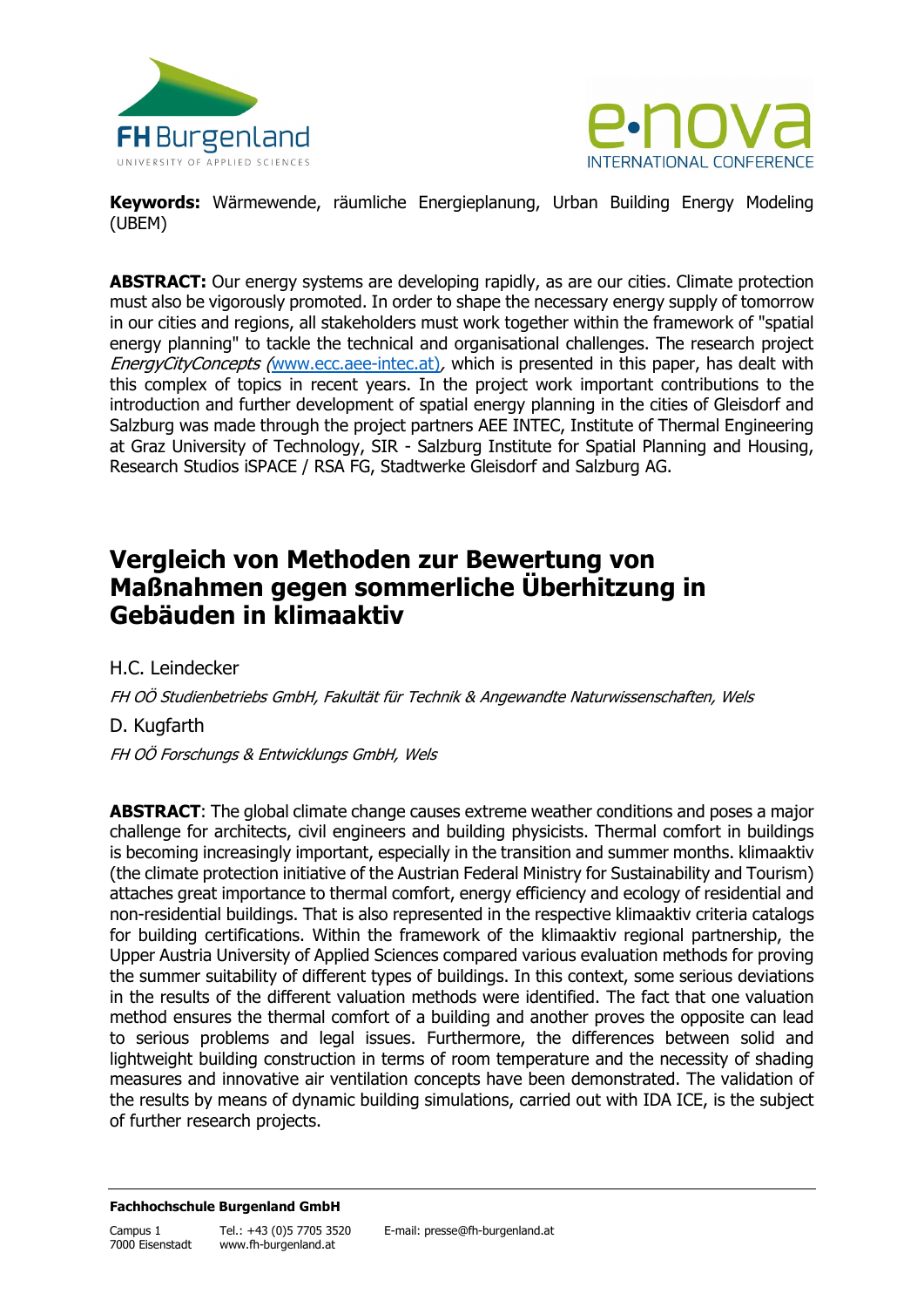**Keywords:** Wärmewende, räumliche Energieplanung, Urban Building Energy Modeling (UBEM)

**ABSTRACT:** Our energy systems are developing rapidly, as are our cities. Climate protection must also be vigorously promoted. In order to shape the necessary energy supply of tomorrow in our cities and regions, all stakeholders must work together within the framework of "spatial energy planning" to tackle the technical and organisational challenges. The research project *EnergyCityConcepts* (www.ecc.aee-intec.at), which is presented in this paper, has dealt with this complex of topics in recent years. In the project work important contributions to the introduction and further development of spatial energy planning in the cities of Gleisdorf and Salzburg was made through the project partners AEE INTEC, Institute of Thermal Engineering at Graz University of Technology, SIR - Salzburg Institute for Spatial Planning and Housing, Research Studios iSPACE / RSA FG, Stadtwerke Gleisdorf and Salzburg AG.

# Vergleich von Methoden zur Bewertung von Maßnahmen gegen sommerliche Überhitzung in Gebäuden in klimaaktiv

H.C. Leindecker

*FH OÖ Studienbetriebs GmbH, Fakultät für Technik & Angewandte Naturwissenschaften, Wels*

D. Kugfarth

*FH OÖ Forschungs & Entwicklungs GmbH, Wels*

**ABSTRACT**: The global climate change causes extreme weather conditions and poses a major challenge for architects, civil engineers and building physicists. Thermal comfort in buildings is becoming increasingly important, especially in the transition and summer months. klimaaktiv (the climate protection initiative of the Austrian Federal Ministry for Sustainability and Tourism) attaches great importance to thermal comfort, energy efficiency and ecology of residential and non-residential buildings. That is also represented in the respective klimaaktiv criteria catalogs for building certifications. Within the framework of the klimaaktiv regional partnership, the Upper Austria University of Applied Sciences compared various evaluation methods for proving the summer suitability of different types of buildings. In this context, some serious deviations in the results of the different valuation methods were identified. The fact that one valuation method ensures the thermal comfort of a building and another proves the opposite can lead to serious problems and legal issues. Furthermore, the differences between solid and lightweight building construction in terms of room temperature and the necessity of shading measures and innovative air ventilation concepts have been demonstrated. The validation of the results by means of dynamic building simulations, carried out with IDA ICE, is the subject of further research projects.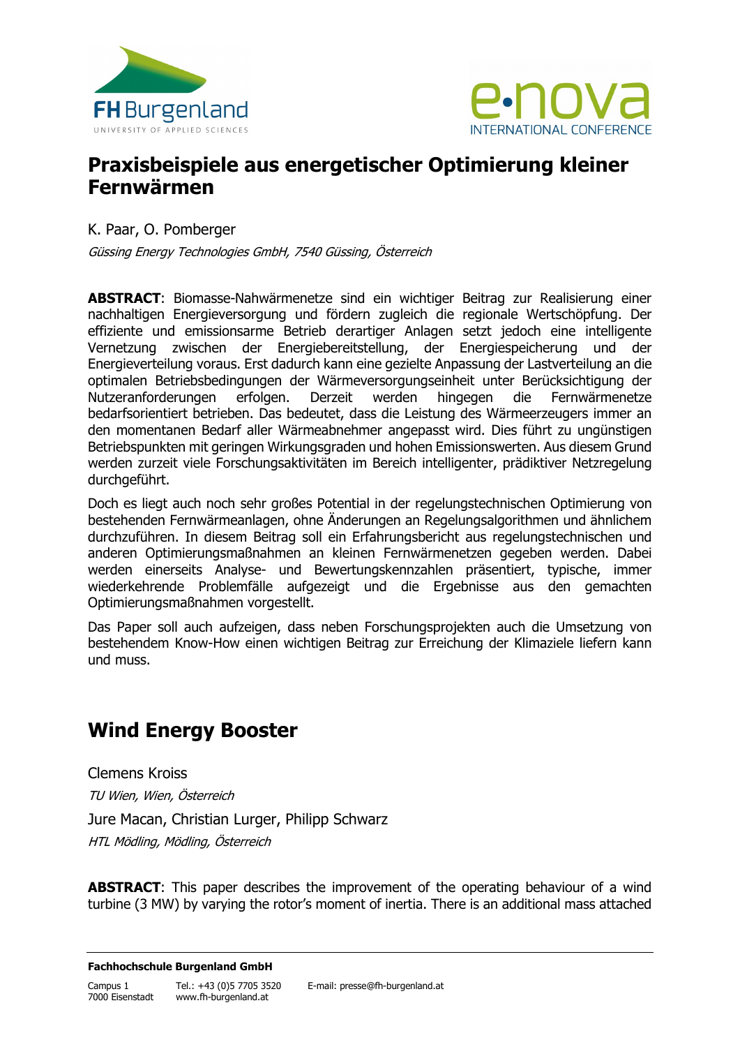# Praxisbeispiele aus energetischer Optimierung kleiner Fernwärmen

K. Paar, O. Pomberger

*Güssing Energy Technologies GmbH, 7540 Güssing, Österreich*

**ABSTRACT**: Biomasse-Nahwärmenetze sind ein wichtiger Beitrag zur Realisierung einer nachhaltigen Energieversorgung und fördern zugleich die regionale Wertschöpfung. Der effiziente und emissionsarme Betrieb derartiger Anlagen setzt jedoch eine intelligente Vernetzung zwischen der Energiebereitstellung, der Energiespeicherung und der Energieverteilung voraus. Erst dadurch kann eine gezielte Anpassung der Lastverteilung an die optimalen Betriebsbedingungen der Wärmeversorgungseinheit unter Berücksichtigung der Nutzeranforderungen erfolgen. Derzeit werden hingegen die Fernwärmenetze bedarfsorientiert betrieben. Das bedeutet, dass die Leistung des Wärmeerzeugers immer an den momentanen Bedarf aller Wärmeabnehmer angepasst wird. Dies führt zu ungünstigen Betriebspunkten mit geringen Wirkungsgraden und hohen Emissionswerten. Aus diesem Grund werden zurzeit viele Forschungsaktivitäten im Bereich intelligenter, prädiktiver Netzregelung durchgeführt.

Doch es liegt auch noch sehr großes Potential in der regelungstechnischen Optimierung von bestehenden Fernwärmeanlagen, ohne Änderungen an Regelungsalgorithmen und ähnlichem durchzuführen. In diesem Beitrag soll ein Erfahrungsbericht aus regelungstechnischen und anderen Optimierungsmaßnahmen an kleinen Fernwärmenetzen gegeben werden. Dabei werden einerseits Analyse- und Bewertungskennzahlen präsentiert, typische, immer wiederkehrende Problemfälle aufgezeigt und die Ergebnisse aus den gemachten Optimierungsmaßnahmen vorgestellt.

Das Paper soll auch aufzeigen, dass neben Forschungsprojekten auch die Umsetzung von bestehendem Know-How einen wichtigen Beitrag zur Erreichung der Klimaziele liefern kann und muss.

# Wind Energy Booster

Clemens Kroiss

*TU Wien, Wien, Österreich*

Jure Macan, Christian Lurger, Philipp Schwarz

*HTL Mödling, Mödling, Österreich*

**ABSTRACT**: This paper describes the improvement of the operating behaviour of a wind turbine (3 MW) by varying the rotor's moment of inertia. There is an additional mass attached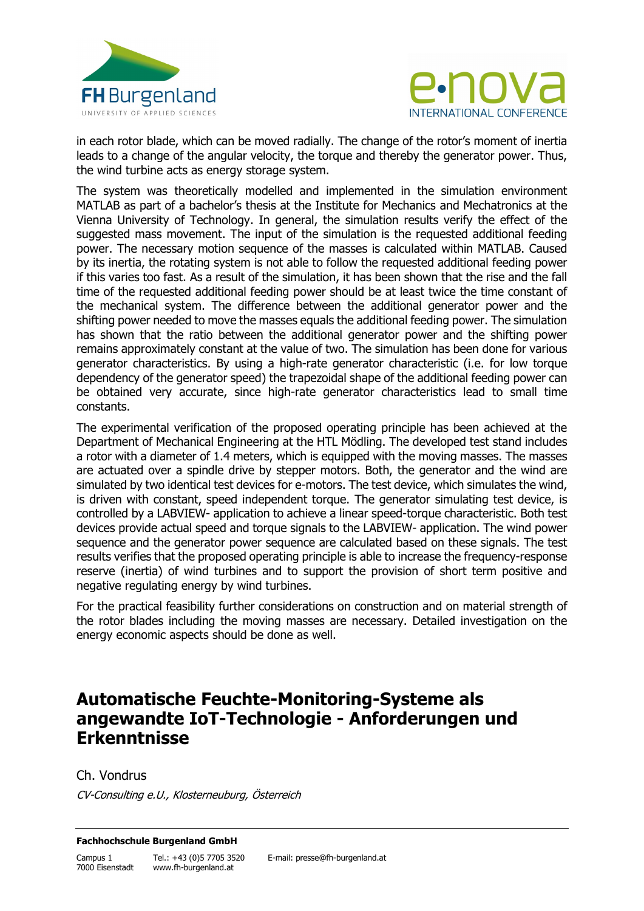in each rotor blade, which can be moved radially. The change of the rotor's moment of inertia leads to a change of the angular velocity, the torque and thereby the generator power. Thus, the wind turbine acts as energy storage system.

The system was theoretically modelled and implemented in the simulation environment MATLAB as part of a bachelor's thesis at the Institute for Mechanics and Mechatronics at the Vienna University of Technology. In general, the simulation results verify the effect of the suggested mass movement. The input of the simulation is the requested additional feeding power. The necessary motion sequence of the masses is calculated within MATLAB. Caused by its inertia, the rotating system is not able to follow the requested additional feeding power if this varies too fast. As a result of the simulation, it has been shown that the rise and the fall time of the requested additional feeding power should be at least twice the time constant of the mechanical system. The difference between the additional generator power and the shifting power needed to move the masses equals the additional feeding power. The simulation has shown that the ratio between the additional generator power and the shifting power remains approximately constant at the value of two. The simulation has been done for various generator characteristics. By using a high-rate generator characteristic (i.e. for low torque dependency of the generator speed) the trapezoidal shape of the additional feeding power can be obtained very accurate, since high-rate generator characteristics lead to small time constants.

The experimental verification of the proposed operating principle has been achieved at the Department of Mechanical Engineering at the HTL Mödling. The developed test stand includes a rotor with a diameter of 1.4 meters, which is equipped with the moving masses. The masses are actuated over a spindle drive by stepper motors. Both, the generator and the wind are simulated by two identical test devices for e-motors. The test device, which simulates the wind, is driven with constant, speed independent torque. The generator simulating test device, is controlled by a LABVIEW- application to achieve a linear speed-torque characteristic. Both test devices provide actual speed and torque signals to the LABVIEW- application. The wind power sequence and the generator power sequence are calculated based on these signals. The test results verifies that the proposed operating principle is able to increase the frequency-response reserve (inertia) of wind turbines and to support the provision of short term positive and negative regulating energy by wind turbines.

For the practical feasibility further considerations on construction and on material strength of the rotor blades including the moving masses are necessary. Detailed investigation on the energy economic aspects should be done as well.

## Automatische Feuchte-Monitoring-Systeme als angewandte IoT-Technologie - Anforderungen und Erkenntnisse

Ch. Vondrus

*CV-Consulting e.U., Klosterneuburg, Österreich*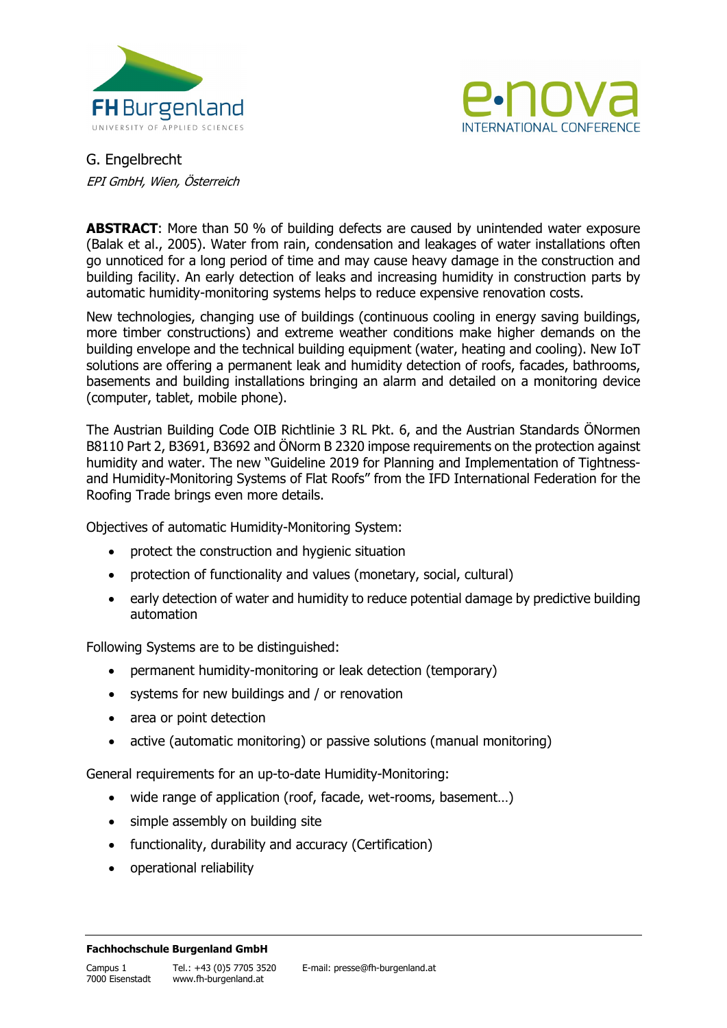G. Engelbrecht

*EPI GmbH, Wien, Österreich*

**ABSTRACT**: More than 50 % of building defects are caused by unintended water exposure (Balak et al., 2005). Water from rain, condensation and leakages of water installations often go unnoticed for a long period of time and may cause heavy damage in the construction and building facility. An early detection of leaks and increasing humidity in construction parts by automatic humidity-monitoring systems helps to reduce expensive renovation costs.

New technologies, changing use of buildings (continuous cooling in energy saving buildings, more timber constructions) and extreme weather conditions make higher demands on the building envelope and the technical building equipment (water, heating and cooling). New IoT solutions are offering a permanent leak and humidity detection of roofs, facades, bathrooms, basements and building installations bringing an alarm and detailed on a monitoring device (computer, tablet, mobile phone).

The Austrian Building Code OIB Richtlinie 3 RL Pkt. 6, and the Austrian Standards ÖNormen B8110 Part 2, B3691, B3692 and ÖNorm B 2320 impose requirements on the protection against humidity and water. The new "Guideline 2019 for Planning and Implementation of Tightness- and Humidity-Monitoring Systems of Flat Roofs" from the IFD International Federation for the Roofing Trade brings even more details.

Objectives of automatic Humidity-Monitoring System:

- protect the construction and hygienic situation
- protection of functionality and values (monetary, social, cultural)
- early detection of water and humidity to reduce potential damage by predictive building automation

Following Systems are to be distinguished:

- permanent humidity-monitoring or leak detection (temporary)
- systems for new buildings and / or renovation
- area or point detection
- active (automatic monitoring) or passive solutions (manual monitoring)

General requirements for an up-to-date Humidity-Monitoring:

- wide range of application (roof, facade, wet-rooms, basement…)
- simple assembly on building site
- functionality, durability and accuracy (Certification)
- operational reliability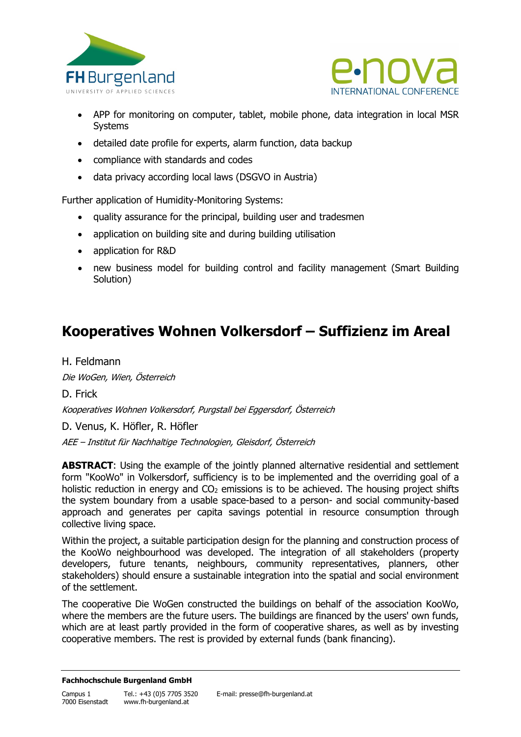- APP for monitoring on computer, tablet, mobile phone, data integration in local MSR Systems
- detailed date profile for experts, alarm function, data backup
- compliance with standards and codes
- data privacy according local laws (DSGVO in Austria)

Further application of Humidity-Monitoring Systems:

- quality assurance for the principal, building user and tradesmen
- application on building site and during building utilisation
- application for R&D
- new business model for building control and facility management (Smart Building Solution)

## Kooperatives Wohnen Volkersdorf – Suffizienz im Areal

H. Feldmann

*Die WoGen, Wien, Österreich*

D. Frick

*Kooperatives Wohnen Volkersdorf, Purgstall bei Eggersdorf, Österreich*

D. Venus, K. Höfler, R. Höfler

*AEE – Institut für Nachhaltige Technologien, Gleisdorf, Österreich*

**ABSTRACT**: Using the example of the jointly planned alternative residential and settlement form "KooWo" in Volkersdorf, sufficiency is to be implemented and the overriding goal of a holistic reduction in energy and $CO_2$ emissions is to be achieved. The housing project shifts the system boundary from a usable space-based to a person- and social community-based approach and generates per capita savings potential in resource consumption through collective living space.

Within the project, a suitable participation design for the planning and construction process of the KooWo neighbourhood was developed. The integration of all stakeholders (property developers, future tenants, neighbours, community representatives, planners, other stakeholders) should ensure a sustainable integration into the spatial and social environment of the settlement.

The cooperative Die WoGen constructed the buildings on behalf of the association KooWo, where the members are the future users. The buildings are financed by the users' own funds, which are at least partly provided in the form of cooperative shares, as well as by investing cooperative members. The rest is provided by external funds (bank financing).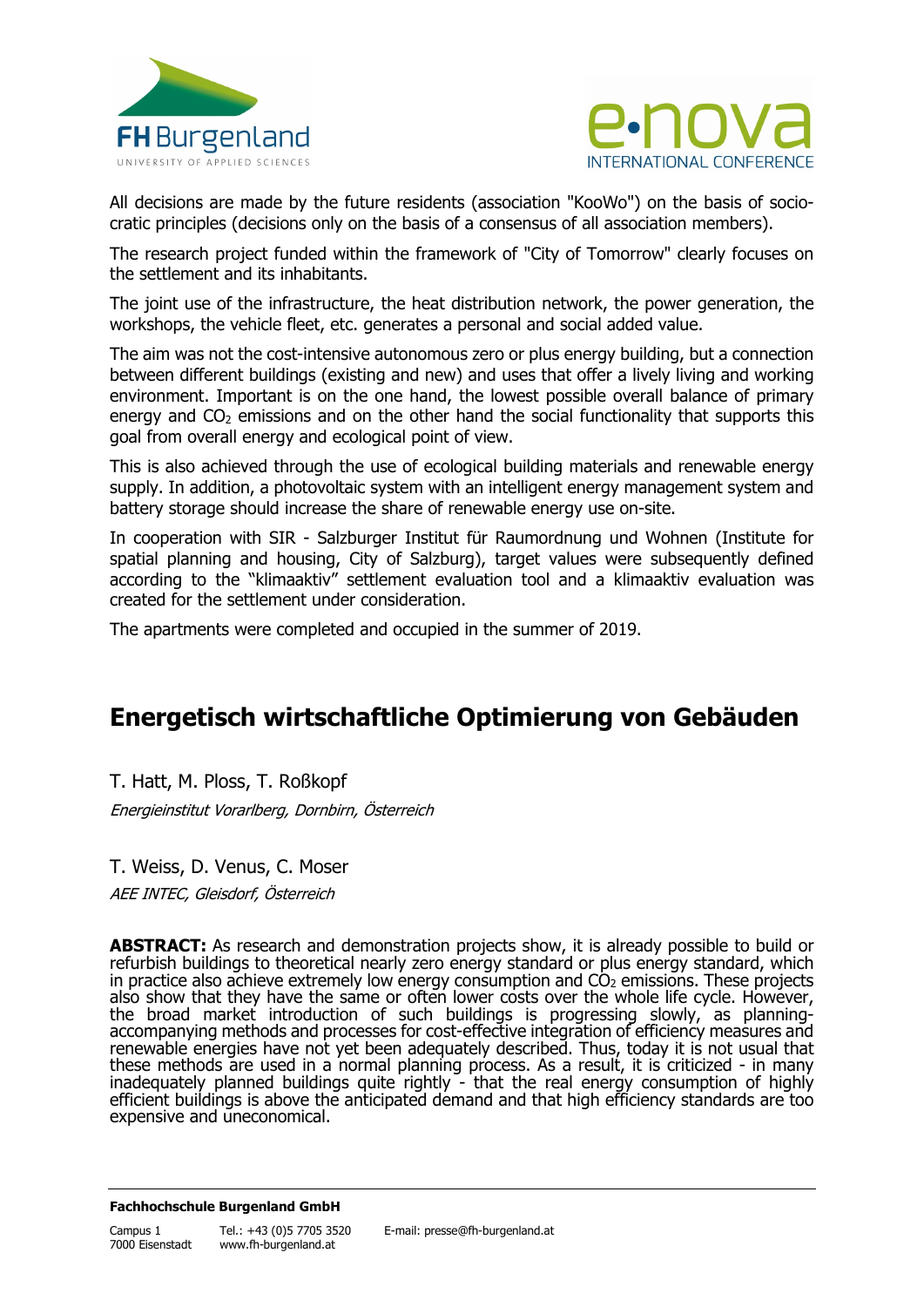All decisions are made by the future residents (association "KooWo") on the basis of sociocratic principles (decisions only on the basis of a consensus of all association members).

The research project funded within the framework of "City of Tomorrow" clearly focuses on the settlement and its inhabitants.

The joint use of the infrastructure, the heat distribution network, the power generation, the workshops, the vehicle fleet, etc. generates a personal and social added value.

The aim was not the cost-intensive autonomous zero or plus energy building, but a connection between different buildings (existing and new) and uses that offer a lively living and working environment. Important is on the one hand, the lowest possible overall balance of primary energy and $CO_2$ emissions and on the other hand the social functionality that supports this goal from overall energy and ecological point of view.

This is also achieved through the use of ecological building materials and renewable energy supply. In addition, a photovoltaic system with an intelligent energy management system and battery storage should increase the share of renewable energy use on-site.

In cooperation with SIR - Salzburger Institut für Raumordnung und Wohnen (Institute for spatial planning and housing, City of Salzburg), target values were subsequently defined according to the "klimaaktiv" settlement evaluation tool and a klimaaktiv evaluation was created for the settlement under consideration.

The apartments were completed and occupied in the summer of 2019.

## Energetisch wirtschaftliche Optimierung von Gebäuden

T. Hatt, M. Ploss, T. Roßkopf

*Energieinstitut Vorarlberg, Dornbirn, Österreich*

T. Weiss, D. Venus, C. Moser

*AEE INTEC, Gleisdorf, Österreich*

**ABSTRACT:** As research and demonstration projects show, it is already possible to build or refurbish buildings to theoretical nearly zero energy standard or plus energy standard, which in practice also achieve extremely low energy consumption and $CO_2$ emissions. These projects also show that they have the same or often lower costs over the whole life cycle. However, the broad market introduction of such buildings is progressing slowly, as planning-accompanying methods and processes for cost-effective integration of efficiency measures and renewable energies have not yet been adequately described. Thus, today it is not usual that these methods are used in a normal planning process. As a result, it is criticized - in many inadequately planned buildings quite rightly - that the real energy consumption of highly efficient buildings is above the anticipated demand and that high efficiency standards are too expensive and uneconomical.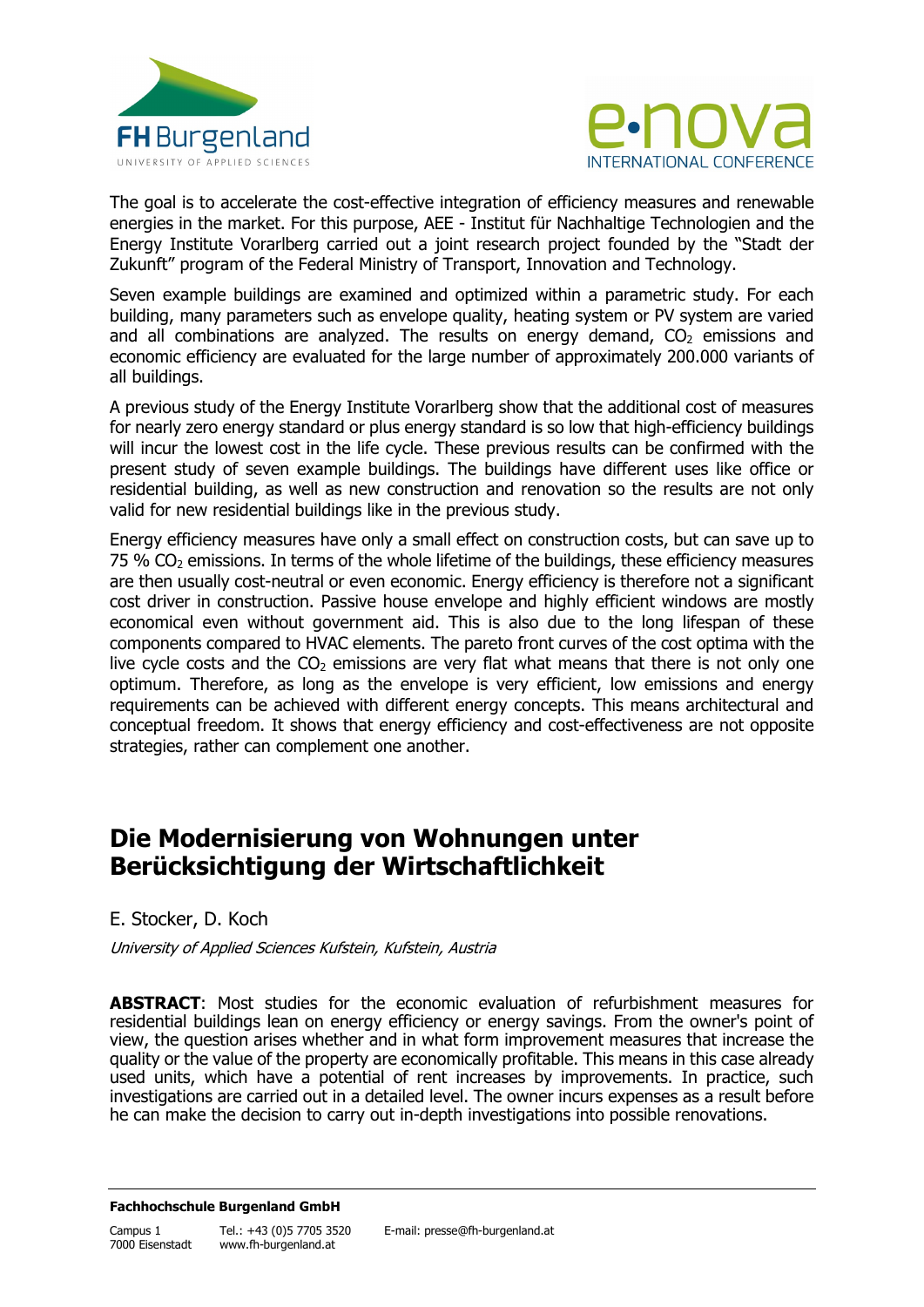The goal is to accelerate the cost-effective integration of efficiency measures and renewable energies in the market. For this purpose, AEE - Institut für Nachhaltige Technologien and the Energy Institute Vorarlberg carried out a joint research project founded by the "Stadt der Zukunft" program of the Federal Ministry of Transport, Innovation and Technology.

Seven example buildings are examined and optimized within a parametric study. For each building, many parameters such as envelope quality, heating system or PV system are varied and all combinations are analyzed. The results on energy demand, $CO_2$ emissions and economic efficiency are evaluated for the large number of approximately 200.000 variants of all buildings.

A previous study of the Energy Institute Vorarlberg show that the additional cost of measures for nearly zero energy standard or plus energy standard is so low that high-efficiency buildings will incur the lowest cost in the life cycle. These previous results can be confirmed with the present study of seven example buildings. The buildings have different uses like office or residential building, as well as new construction and renovation so the results are not only valid for new residential buildings like in the previous study.

Energy efficiency measures have only a small effect on construction costs, but can save up to 75 % $CO_2$ emissions. In terms of the whole lifetime of the buildings, these efficiency measures are then usually cost-neutral or even economic. Energy efficiency is therefore not a significant cost driver in construction. Passive house envelope and highly efficient windows are mostly economical even without government aid. This is also due to the long lifespan of these components compared to HVAC elements. The pareto front curves of the cost optima with the live cycle costs and the $CO_2$ emissions are very flat what means that there is not only one optimum. Therefore, as long as the envelope is very efficient, low emissions and energy requirements can be achieved with different energy concepts. This means architectural and conceptual freedom. It shows that energy efficiency and cost-effectiveness are not opposite strategies, rather can complement one another.

## Die Modernisierung von Wohnungen unter Berücksichtigung der Wirtschaftlichkeit

E. Stocker, D. Koch

*University of Applied Sciences Kufstein, Kufstein, Austria*

**ABSTRACT**: Most studies for the economic evaluation of refurbishment measures for residential buildings lean on energy efficiency or energy savings. From the owner's point of view, the question arises whether and in what form improvement measures that increase the quality or the value of the property are economically profitable. This means in this case already used units, which have a potential of rent increases by improvements. In practice, such investigations are carried out in a detailed level. The owner incurs expenses as a result before he can make the decision to carry out in-depth investigations into possible renovations.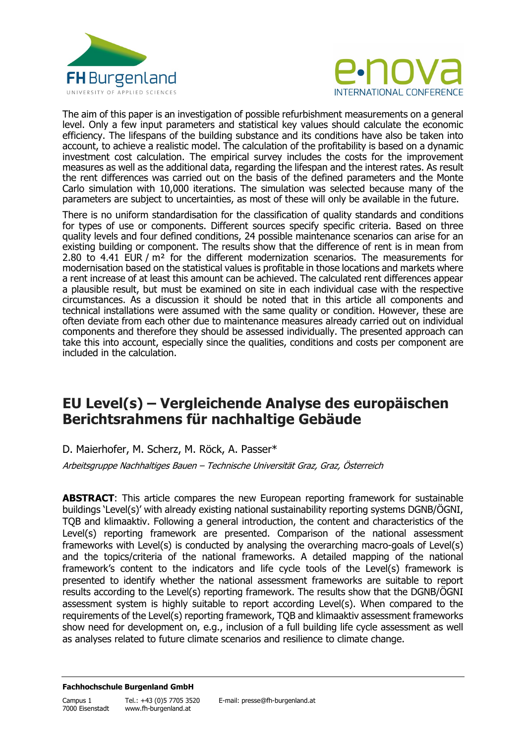The aim of this paper is an investigation of possible refurbishment measurements on a general level. Only a few input parameters and statistical key values should calculate the economic efficiency. The lifespans of the building substance and its conditions have also be taken into account, to achieve a realistic model. The calculation of the profitability is based on a dynamic investment cost calculation. The empirical survey includes the costs for the improvement measures as well as the additional data, regarding the lifespan and the interest rates. As result the rent differences was carried out on the basis of the defined parameters and the Monte Carlo simulation with 10,000 iterations. The simulation was selected because many of the parameters are subject to uncertainties, as most of these will only be available in the future.

There is no uniform standardisation for the classification of quality standards and conditions for types of use or components. Different sources specify specific criteria. Based on three quality levels and four defined conditions, 24 possible maintenance scenarios can arise for an existing building or component. The results show that the difference of rent is in mean from 2.80 to 4.41 EUR / m² for the different modernization scenarios. The measurements for modernisation based on the statistical values is profitable in those locations and markets where a rent increase of at least this amount can be achieved. The calculated rent differences appear a plausible result, but must be examined on site in each individual case with the respective circumstances. As a discussion it should be noted that in this article all components and technical installations were assumed with the same quality or condition. However, these are often deviate from each other due to maintenance measures already carried out on individual components and therefore they should be assessed individually. The presented approach can take this into account, especially since the qualities, conditions and costs per component are included in the calculation.

## EU Level(s) – Vergleichende Analyse des europäischen Berichtsrahmens für nachhaltige Gebäude

D. Maierhofer, M. Scherz, M. Röck, A. Passer*

*Arbeitsgruppe Nachhaltiges Bauen – Technische Universität Graz, Graz, Österreich*

**ABSTRACT**: This article compares the new European reporting framework for sustainable buildings 'Level(s)' with already existing national sustainability reporting systems DGNB/ÖGNI, TQB and klimaaktiv. Following a general introduction, the content and characteristics of the Level(s) reporting framework are presented. Comparison of the national assessment frameworks with Level(s) is conducted by analysing the overarching macro-goals of Level(s) and the topics/criteria of the national frameworks. A detailed mapping of the national framework's content to the indicators and life cycle tools of the Level(s) framework is presented to identify whether the national assessment frameworks are suitable to report results according to the Level(s) reporting framework. The results show that the DGNB/ÖGNI assessment system is highly suitable to report according Level(s). When compared to the requirements of the Level(s) reporting framework, TQB and klimaaktiv assessment frameworks show need for development on, e.g., inclusion of a full building life cycle assessment as well as analyses related to future climate scenarios and resilience to climate change.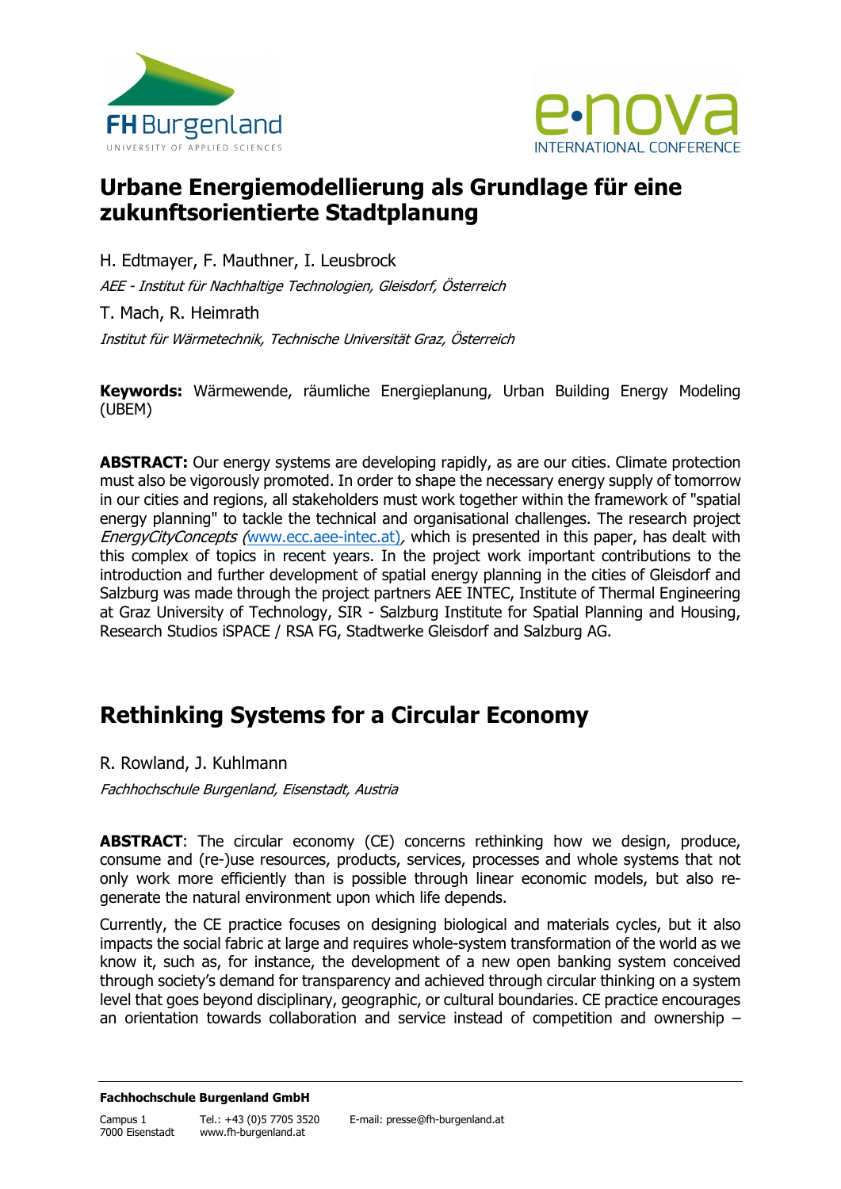## Urbane Energiemodellierung als Grundlage für eine zukunftsorientierte Stadtplanung

H. Edtmayer, F. Mauthner, I. Leusbrock

*AEE - Institut für Nachhaltige Technologien, Gleisdorf, Österreich*

T. Mach, R. Heimrath

*Institut für Wärmetechnik, Technische Universität Graz, Österreich*

**Keywords:** Wärmewende, räumliche Energieplanung, Urban Building Energy Modeling (UBEM)

**ABSTRACT:** Our energy systems are developing rapidly, as are our cities. Climate protection must also be vigorously promoted. In order to shape the necessary energy supply of tomorrow in our cities and regions, all stakeholders must work together within the framework of "spatial energy planning" to tackle the technical and organisational challenges. The research project *EnergyCityConcepts* (www.ecc.aee-intec.at), which is presented in this paper, has dealt with this complex of topics in recent years. In the project work important contributions to the introduction and further development of spatial energy planning in the cities of Gleisdorf and Salzburg was made through the project partners AEE INTEC, Institute of Thermal Engineering at Graz University of Technology, SIR - Salzburg Institute for Spatial Planning and Housing, Research Studios iSPACE / RSA FG, Stadtwerke Gleisdorf and Salzburg AG.

## Rethinking Systems for a Circular Economy

R. Rowland, J. Kuhlmann

*Fachhochschule Burgenland, Eisenstadt, Austria*

**ABSTRACT**: The circular economy (CE) concerns rethinking how we design, produce, consume and (re-)use resources, products, services, processes and whole systems that not only work more efficiently than is possible through linear economic models, but also re-generate the natural environment upon which life depends.

Currently, the CE practice focuses on designing biological and materials cycles, but it also impacts the social fabric at large and requires whole-system transformation of the world as we know it, such as, for instance, the development of a new open banking system conceived through society's demand for transparency and achieved through circular thinking on a system level that goes beyond disciplinary, geographic, or cultural boundaries. CE practice encourages an orientation towards collaboration and service instead of competition and ownership –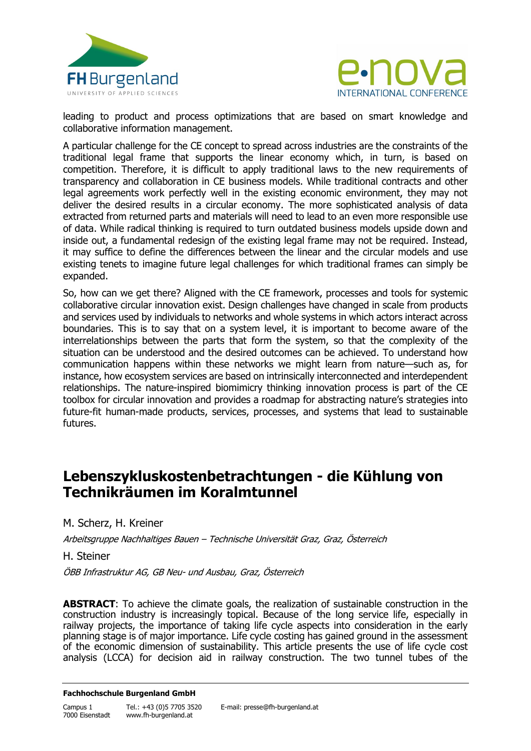leading to product and process optimizations that are based on smart knowledge and collaborative information management.

A particular challenge for the CE concept to spread across industries are the constraints of the traditional legal frame that supports the linear economy which, in turn, is based on competition. Therefore, it is difficult to apply traditional laws to the new requirements of transparency and collaboration in CE business models. While traditional contracts and other legal agreements work perfectly well in the existing economic environment, they may not deliver the desired results in a circular economy. The more sophisticated analysis of data extracted from returned parts and materials will need to lead to an even more responsible use of data. While radical thinking is required to turn outdated business models upside down and inside out, a fundamental redesign of the existing legal frame may not be required. Instead, it may suffice to define the differences between the linear and the circular models and use existing tenets to imagine future legal challenges for which traditional frames can simply be expanded.

So, how can we get there? Aligned with the CE framework, processes and tools for systemic collaborative circular innovation exist. Design challenges have changed in scale from products and services used by individuals to networks and whole systems in which actors interact across boundaries. This is to say that on a system level, it is important to become aware of the interrelationships between the parts that form the system, so that the complexity of the situation can be understood and the desired outcomes can be achieved. To understand how communication happens within these networks we might learn from nature—such as, for instance, how ecosystem services are based on intrinsically interconnected and interdependent relationships. The nature-inspired biomimicry thinking innovation process is part of the CE toolbox for circular innovation and provides a roadmap for abstracting nature's strategies into future-fit human-made products, services, processes, and systems that lead to sustainable futures.

## Lebenszykluskostenbetrachtungen - die Kühlung von Technikräumen im Koralmtunnel

M. Scherz, H. Kreiner

*Arbeitsgruppe Nachhaltiges Bauen – Technische Universität Graz, Graz, Österreich*

H. Steiner

*ÖBB Infrastruktur AG, GB Neu- und Ausbau, Graz, Österreich*

**ABSTRACT**: To achieve the climate goals, the realization of sustainable construction in the construction industry is increasingly topical. Because of the long service life, especially in railway projects, the importance of taking life cycle aspects into consideration in the early planning stage is of major importance. Life cycle costing has gained ground in the assessment of the economic dimension of sustainability. This article presents the use of life cycle cost analysis (LCCA) for decision aid in railway construction. The two tunnel tubes of the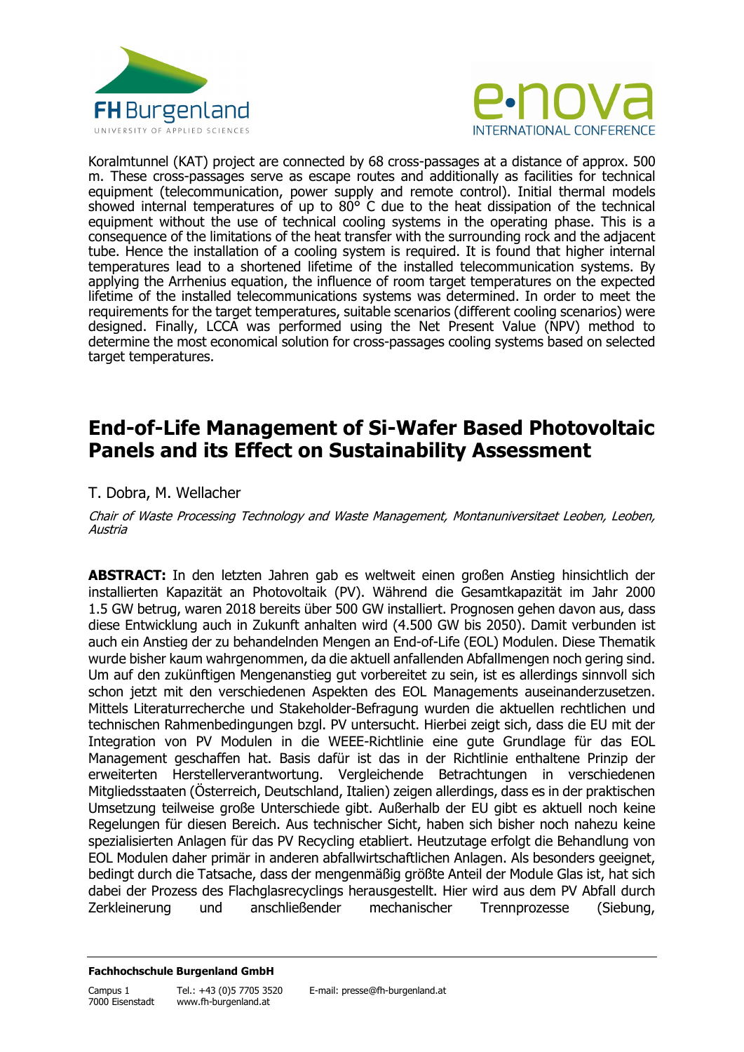Koralmtunnel (KAT) project are connected by 68 cross-passages at a distance of approx. 500 m. These cross-passages serve as escape routes and additionally as facilities for technical equipment (telecommunication, power supply and remote control). Initial thermal models showed internal temperatures of up to 80° C due to the heat dissipation of the technical equipment without the use of technical cooling systems in the operating phase. This is a consequence of the limitations of the heat transfer with the surrounding rock and the adjacent tube. Hence the installation of a cooling system is required. It is found that higher internal temperatures lead to a shortened lifetime of the installed telecommunication systems. By applying the Arrhenius equation, the influence of room target temperatures on the expected lifetime of the installed telecommunications systems was determined. In order to meet the requirements for the target temperatures, suitable scenarios (different cooling scenarios) were designed. Finally, LCCA was performed using the Net Present Value (NPV) method to determine the most economical solution for cross-passages cooling systems based on selected target temperatures.

## End-of-Life Management of Si-Wafer Based Photovoltaic Panels and its Effect on Sustainability Assessment

T. Dobra, M. Wellacher

*Chair of Waste Processing Technology and Waste Management, Montanuniversitaet Leoben, Leoben, Austria*

**ABSTRACT:** In den letzten Jahren gab es weltweit einen großen Anstieg hinsichtlich der installierten Kapazität an Photovoltaik (PV). Während die Gesamtkapazität im Jahr 2000 1.5 GW betrug, waren 2018 bereits über 500 GW installiert. Prognosen gehen davon aus, dass diese Entwicklung auch in Zukunft anhalten wird (4.500 GW bis 2050). Damit verbunden ist auch ein Anstieg der zu behandelnden Mengen an End-of-Life (EOL) Modulen. Diese Thematik wurde bisher kaum wahrgenommen, da die aktuell anfallenden Abfallmengen noch gering sind. Um auf den zukünftigen Mengenanstieg gut vorbereitet zu sein, ist es allerdings sinnvoll sich schon jetzt mit den verschiedenen Aspekten des EOL Managements auseinanderzusetzen. Mittels Literaturrecherche und Stakeholder-Befragung wurden die aktuellen rechtlichen und technischen Rahmenbedingungen bzgl. PV untersucht. Hierbei zeigt sich, dass die EU mit der Integration von PV Modulen in die WEEE-Richtlinie eine gute Grundlage für das EOL Management geschaffen hat. Basis dafür ist das in der Richtlinie enthaltene Prinzip der erweiterten Herstellerverantwortung. Vergleichende Betrachtungen in verschiedenen Mitgliedsstaaten (Österreich, Deutschland, Italien) zeigen allerdings, dass es in der praktischen Umsetzung teilweise große Unterschiede gibt. Außerhalb der EU gibt es aktuell noch keine Regelungen für diesen Bereich. Aus technischer Sicht, haben sich bisher noch nahezu keine spezialisierten Anlagen für das PV Recycling etabliert. Heutzutage erfolgt die Behandlung von EOL Modulen daher primär in anderen abfallwirtschaftlichen Anlagen. Als besonders geeignet, bedingt durch die Tatsache, dass der mengenmäßig größte Anteil der Module Glas ist, hat sich dabei der Prozess des Flachglasrecyclings herausgestellt. Hier wird aus dem PV Abfall durch Zerkleinerung und anschließender mechanischer Trennprozesse (Siebung,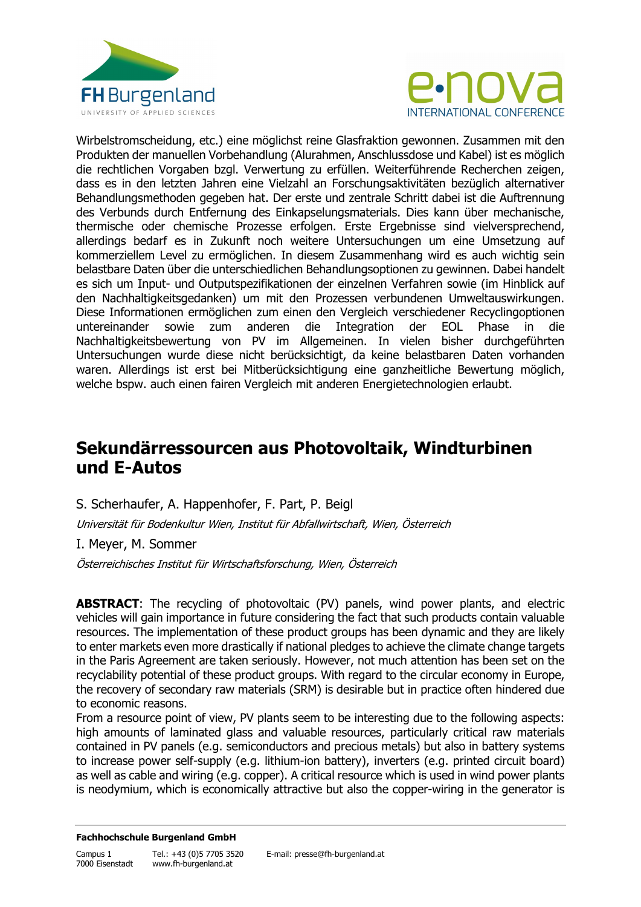Wirbelstromscheidung, etc.) eine möglichst reine Glasfraktion gewonnen. Zusammen mit den Produkten der manuellen Vorbehandlung (Alurahmen, Anschlussdose und Kabel) ist es möglich die rechtlichen Vorgaben bzgl. Verwertung zu erfüllen. Weiterführende Recherchen zeigen, dass es in den letzten Jahren eine Vielzahl an Forschungsaktivitäten bezüglich alternativer Behandlungsmethoden gegeben hat. Der erste und zentrale Schritt dabei ist die Auftrennung des Verbunds durch Entfernung des Einkapselungsmaterials. Dies kann über mechanische, thermische oder chemische Prozesse erfolgen. Erste Ergebnisse sind vielversprechend, allerdings bedarf es in Zukunft noch weitere Untersuchungen um eine Umsetzung auf kommerziellem Level zu ermöglichen. In diesem Zusammenhang wird es auch wichtig sein belastbare Daten über die unterschiedlichen Behandlungsoptionen zu gewinnen. Dabei handelt es sich um Input- und Outputspezifikationen der einzelnen Verfahren sowie (im Hinblick auf den Nachhaltigkeitsgedanken) um mit den Prozessen verbundenen Umweltauswirkungen. Diese Informationen ermöglichen zum einen den Vergleich verschiedener Recyclingoptionen untereinander sowie zum anderen die Integration der EOL Phase in die Nachhaltigkeitsbewertung von PV im Allgemeinen. In vielen bisher durchgeführten Untersuchungen wurde diese nicht berücksichtigt, da keine belastbaren Daten vorhanden waren. Allerdings ist erst bei Mitberücksichtigung eine ganzheitliche Bewertung möglich, welche bspw. auch einen fairen Vergleich mit anderen Energietechnologien erlaubt.

## Sekundärressourcen aus Photovoltaik, Windturbinen und E-Autos

S. Scherhaufer, A. Happenhofer, F. Part, P. Beigl

*Universität für Bodenkultur Wien, Institut für Abfallwirtschaft, Wien, Österreich*

I. Meyer, M. Sommer

*Österreichisches Institut für Wirtschaftsforschung, Wien, Österreich*

**ABSTRACT**: The recycling of photovoltaic (PV) panels, wind power plants, and electric vehicles will gain importance in future considering the fact that such products contain valuable resources. The implementation of these product groups has been dynamic and they are likely to enter markets even more drastically if national pledges to achieve the climate change targets in the Paris Agreement are taken seriously. However, not much attention has been set on the recyclability potential of these product groups. With regard to the circular economy in Europe, the recovery of secondary raw materials (SRM) is desirable but in practice often hindered due to economic reasons.

From a resource point of view, PV plants seem to be interesting due to the following aspects: high amounts of laminated glass and valuable resources, particularly critical raw materials contained in PV panels (e.g. semiconductors and precious metals) but also in battery systems to increase power self-supply (e.g. lithium-ion battery), inverters (e.g. printed circuit board) as well as cable and wiring (e.g. copper). A critical resource which is used in wind power plants is neodymium, which is economically attractive but also the copper-wiring in the generator is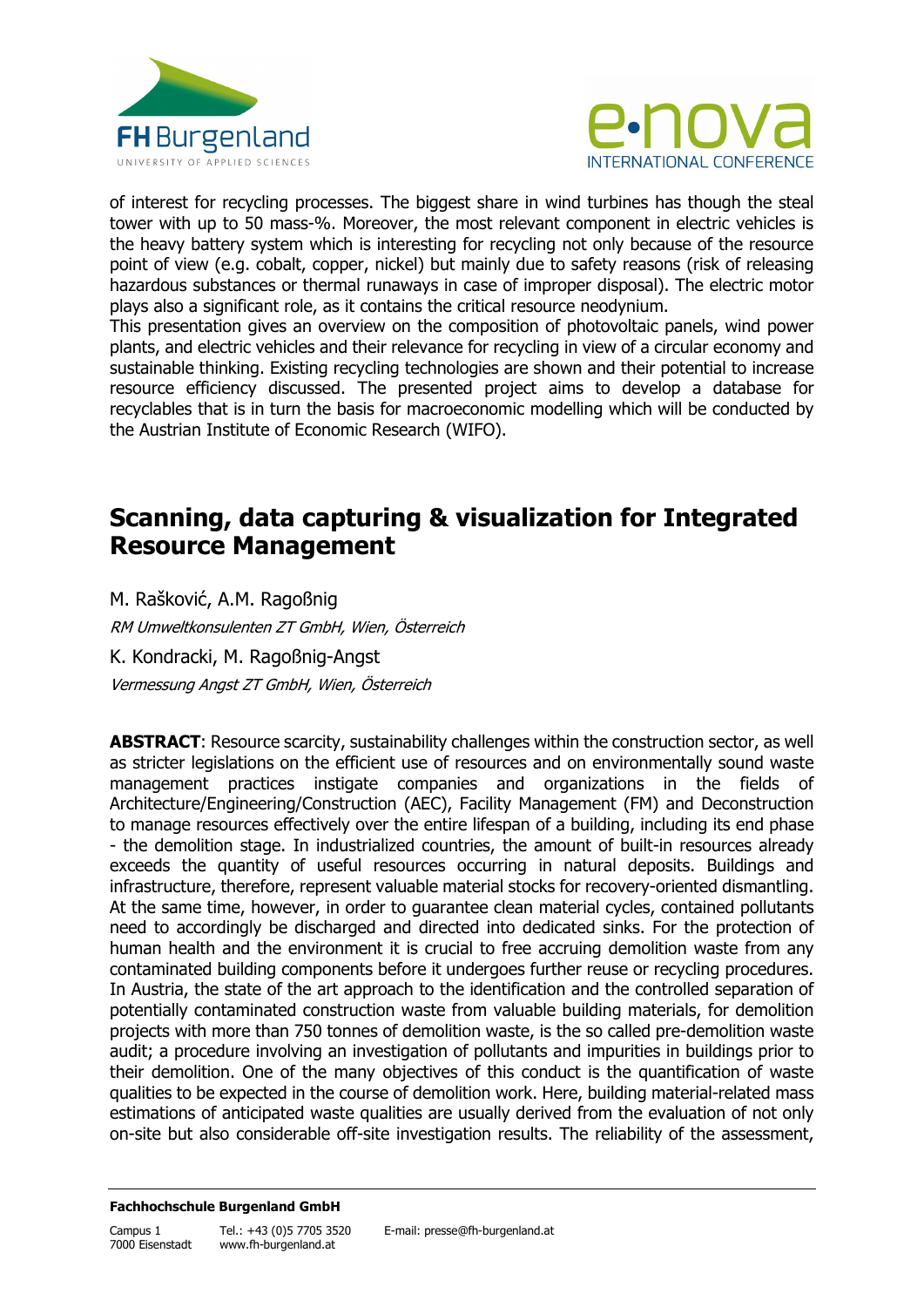of interest for recycling processes. The biggest share in wind turbines has though the steal tower with up to 50 mass-%. Moreover, the most relevant component in electric vehicles is the heavy battery system which is interesting for recycling not only because of the resource point of view (e.g. cobalt, copper, nickel) but mainly due to safety reasons (risk of releasing hazardous substances or thermal runaways in case of improper disposal). The electric motor plays also a significant role, as it contains the critical resource neodymium.
This presentation gives an overview on the composition of photovoltaic panels, wind power plants, and electric vehicles and their relevance for recycling in view of a circular economy and sustainable thinking. Existing recycling technologies are shown and their potential to increase resource efficiency discussed. The presented project aims to develop a database for recyclables that is in turn the basis for macroeconomic modelling which will be conducted by the Austrian Institute of Economic Research (WIFO).

## Scanning, data capturing & visualization for Integrated Resource Management

M. Rašković, A.M. Ragoßnig

*RM Umweltkonsulenten ZT GmbH, Wien, Österreich*

K. Kondracki, M. Ragoßnig-Angst

*Vermessung Angst ZT GmbH, Wien, Österreich*

**ABSTRACT**: Resource scarcity, sustainability challenges within the construction sector, as well as stricter legislations on the efficient use of resources and on environmentally sound waste management practices instigate companies and organizations in the fields of Architecture/Engineering/Construction (AEC), Facility Management (FM) and Deconstruction to manage resources effectively over the entire lifespan of a building, including its end phase - the demolition stage. In industrialized countries, the amount of built-in resources already exceeds the quantity of useful resources occurring in natural deposits. Buildings and infrastructure, therefore, represent valuable material stocks for recovery-oriented dismantling. At the same time, however, in order to guarantee clean material cycles, contained pollutants need to accordingly be discharged and directed into dedicated sinks. For the protection of human health and the environment it is crucial to free accruing demolition waste from any contaminated building components before it undergoes further reuse or recycling procedures. In Austria, the state of the art approach to the identification and the controlled separation of potentially contaminated construction waste from valuable building materials, for demolition projects with more than 750 tonnes of demolition waste, is the so called pre-demolition waste audit; a procedure involving an investigation of pollutants and impurities in buildings prior to their demolition. One of the many objectives of this conduct is the quantification of waste qualities to be expected in the course of demolition work. Here, building material-related mass estimations of anticipated waste qualities are usually derived from the evaluation of not only on-site but also considerable off-site investigation results. The reliability of the assessment,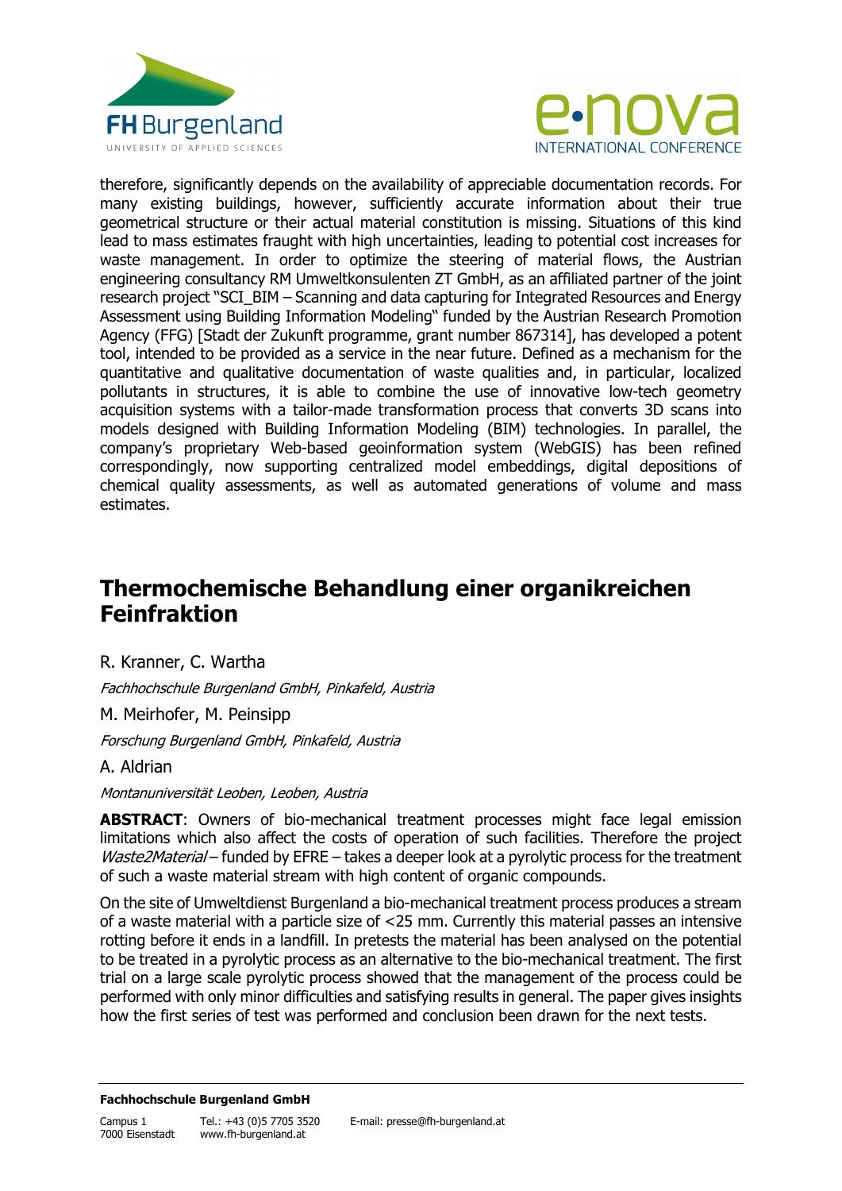therefore, significantly depends on the availability of appreciable documentation records. For many existing buildings, however, sufficiently accurate information about their true geometrical structure or their actual material constitution is missing. Situations of this kind lead to mass estimates fraught with high uncertainties, leading to potential cost increases for waste management. In order to optimize the steering of material flows, the Austrian engineering consultancy RM Umweltkonsulenten ZT GmbH, as an affiliated partner of the joint research project "SCI_BIM – Scanning and data capturing for Integrated Resources and Energy Assessment using Building Information Modeling" funded by the Austrian Research Promotion Agency (FFG) [Stadt der Zukunft programme, grant number 867314], has developed a potent tool, intended to be provided as a service in the near future. Defined as a mechanism for the quantitative and qualitative documentation of waste qualities and, in particular, localized pollutants in structures, it is able to combine the use of innovative low-tech geometry acquisition systems with a tailor-made transformation process that converts 3D scans into models designed with Building Information Modeling (BIM) technologies. In parallel, the company's proprietary Web-based geoinformation system (WebGIS) has been refined correspondingly, now supporting centralized model embeddings, digital depositions of chemical quality assessments, as well as automated generations of volume and mass estimates.

## Thermochemische Behandlung einer organikreichen Feinfraktion

R. Kranner, C. Wartha

*Fachhochschule Burgenland GmbH, Pinkafeld, Austria*

M. Meirhofer, M. Peinsipp

*Forschung Burgenland GmbH, Pinkafeld, Austria*

A. Aldrian

*Montanuniversität Leoben, Leoben, Austria*

**ABSTRACT**: Owners of bio-mechanical treatment processes might face legal emission limitations which also affect the costs of operation of such facilities. Therefore the project *Waste2Material* – funded by EFRE – takes a deeper look at a pyrolytic process for the treatment of such a waste material stream with high content of organic compounds.

On the site of Umweltdienst Burgenland a bio-mechanical treatment process produces a stream of a waste material with a particle size of <25 mm. Currently this material passes an intensive rotting before it ends in a landfill. In pretests the material has been analysed on the potential to be treated in a pyrolytic process as an alternative to the bio-mechanical treatment. The first trial on a large scale pyrolytic process showed that the management of the process could be performed with only minor difficulties and satisfying results in general. The paper gives insights how the first series of test was performed and conclusion been drawn for the next tests.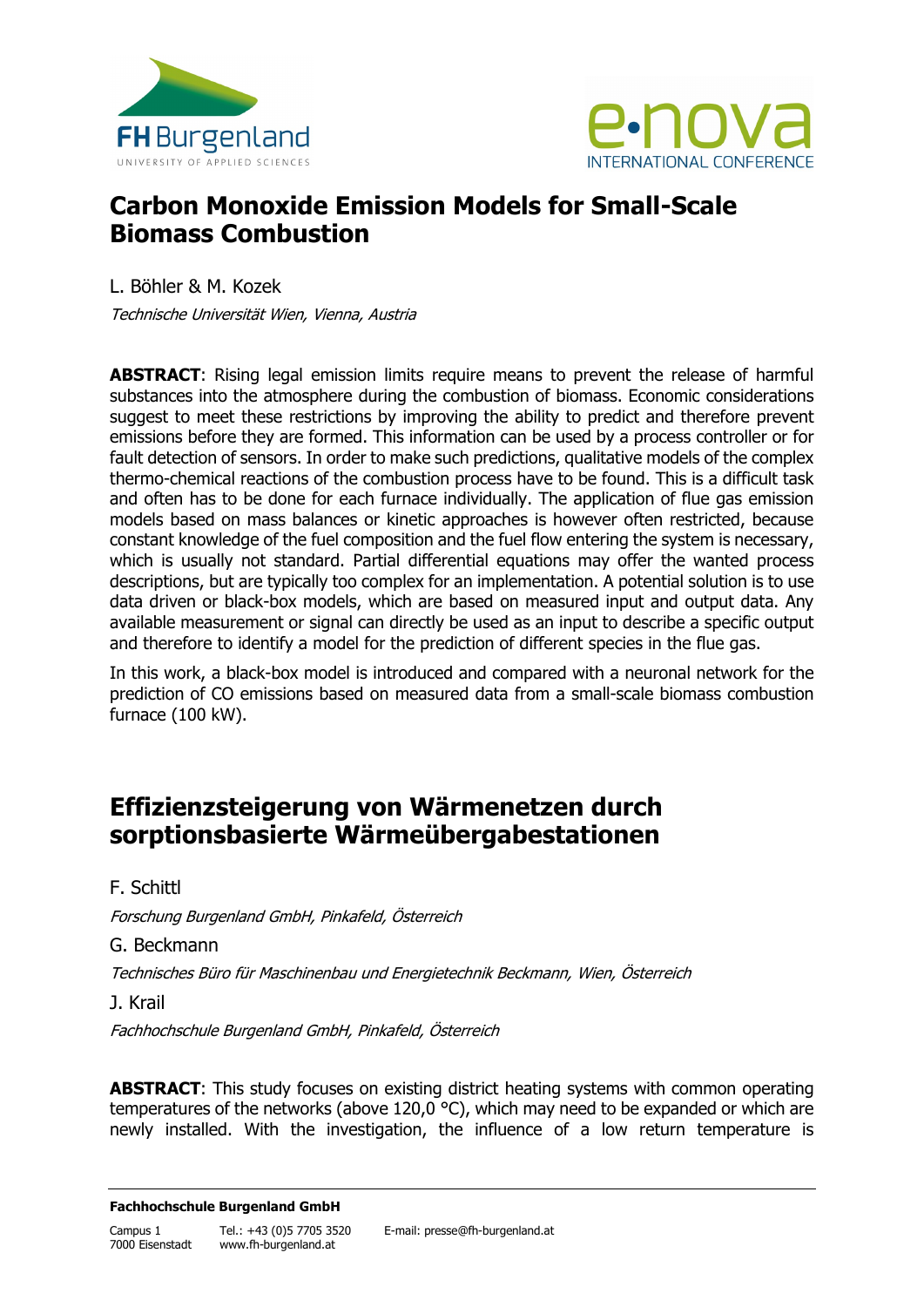# Carbon Monoxide Emission Models for Small-Scale Biomass Combustion

L. Böhler & M. Kozek

*Technische Universität Wien, Vienna, Austria*

**ABSTRACT**: Rising legal emission limits require means to prevent the release of harmful substances into the atmosphere during the combustion of biomass. Economic considerations suggest to meet these restrictions by improving the ability to predict and therefore prevent emissions before they are formed. This information can be used by a process controller or for fault detection of sensors. In order to make such predictions, qualitative models of the complex thermo-chemical reactions of the combustion process have to be found. This is a difficult task and often has to be done for each furnace individually. The application of flue gas emission models based on mass balances or kinetic approaches is however often restricted, because constant knowledge of the fuel composition and the fuel flow entering the system is necessary, which is usually not standard. Partial differential equations may offer the wanted process descriptions, but are typically too complex for an implementation. A potential solution is to use data driven or black-box models, which are based on measured input and output data. Any available measurement or signal can directly be used as an input to describe a specific output and therefore to identify a model for the prediction of different species in the flue gas.

In this work, a black-box model is introduced and compared with a neuronal network for the prediction of CO emissions based on measured data from a small-scale biomass combustion furnace (100 kW).

# Effizienzsteigerung von Wärmenetzen durch sorptionsbasierte Wärmeübergabestationen

F. Schittl

*Forschung Burgenland GmbH, Pinkafeld, Österreich*

G. Beckmann

*Technisches Büro für Maschinenbau und Energietechnik Beckmann, Wien, Österreich*

J. Krail

*Fachhochschule Burgenland GmbH, Pinkafeld, Österreich*

**ABSTRACT**: This study focuses on existing district heating systems with common operating temperatures of the networks (above 120,0 °C), which may need to be expanded or which are newly installed. With the investigation, the influence of a low return temperature is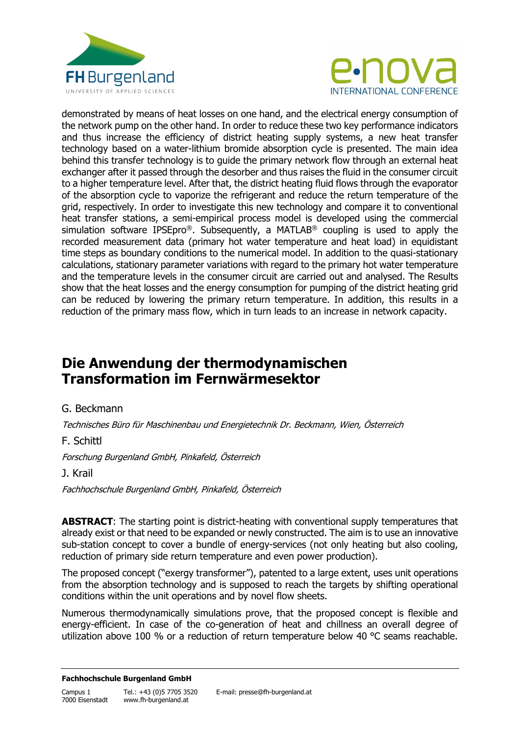demonstrated by means of heat losses on one hand, and the electrical energy consumption of the network pump on the other hand. In order to reduce these two key performance indicators and thus increase the efficiency of district heating supply systems, a new heat transfer technology based on a water-lithium bromide absorption cycle is presented. The main idea behind this transfer technology is to guide the primary network flow through an external heat exchanger after it passed through the desorber and thus raises the fluid in the consumer circuit to a higher temperature level. After that, the district heating fluid flows through the evaporator of the absorption cycle to vaporize the refrigerant and reduce the return temperature of the grid, respectively. In order to investigate this new technology and compare it to conventional heat transfer stations, a semi-empirical process model is developed using the commercial simulation software IPSEpro®. Subsequently, a MATLAB® coupling is used to apply the recorded measurement data (primary hot water temperature and heat load) in equidistant time steps as boundary conditions to the numerical model. In addition to the quasi-stationary calculations, stationary parameter variations with regard to the primary hot water temperature and the temperature levels in the consumer circuit are carried out and analysed. The Results show that the heat losses and the energy consumption for pumping of the district heating grid can be reduced by lowering the primary return temperature. In addition, this results in a reduction of the primary mass flow, which in turn leads to an increase in network capacity.

## Die Anwendung der thermodynamischen Transformation im Fernwärmesektor

G. Beckmann

*Technisches Büro für Maschinenbau und Energietechnik Dr. Beckmann, Wien, Österreich*

F. Schittl

*Forschung Burgenland GmbH, Pinkafeld, Österreich*

J. Krail

*Fachhochschule Burgenland GmbH, Pinkafeld, Österreich*

**ABSTRACT**: The starting point is district-heating with conventional supply temperatures that already exist or that need to be expanded or newly constructed. The aim is to use an innovative sub-station concept to cover a bundle of energy-services (not only heating but also cooling, reduction of primary side return temperature and even power production).

The proposed concept ("exergy transformer"), patented to a large extent, uses unit operations from the absorption technology and is supposed to reach the targets by shifting operational conditions within the unit operations and by novel flow sheets.

Numerous thermodynamically simulations prove, that the proposed concept is flexible and energy-efficient. In case of the co-generation of heat and chillness an overall degree of utilization above 100 % or a reduction of return temperature below 40 °C seams reachable.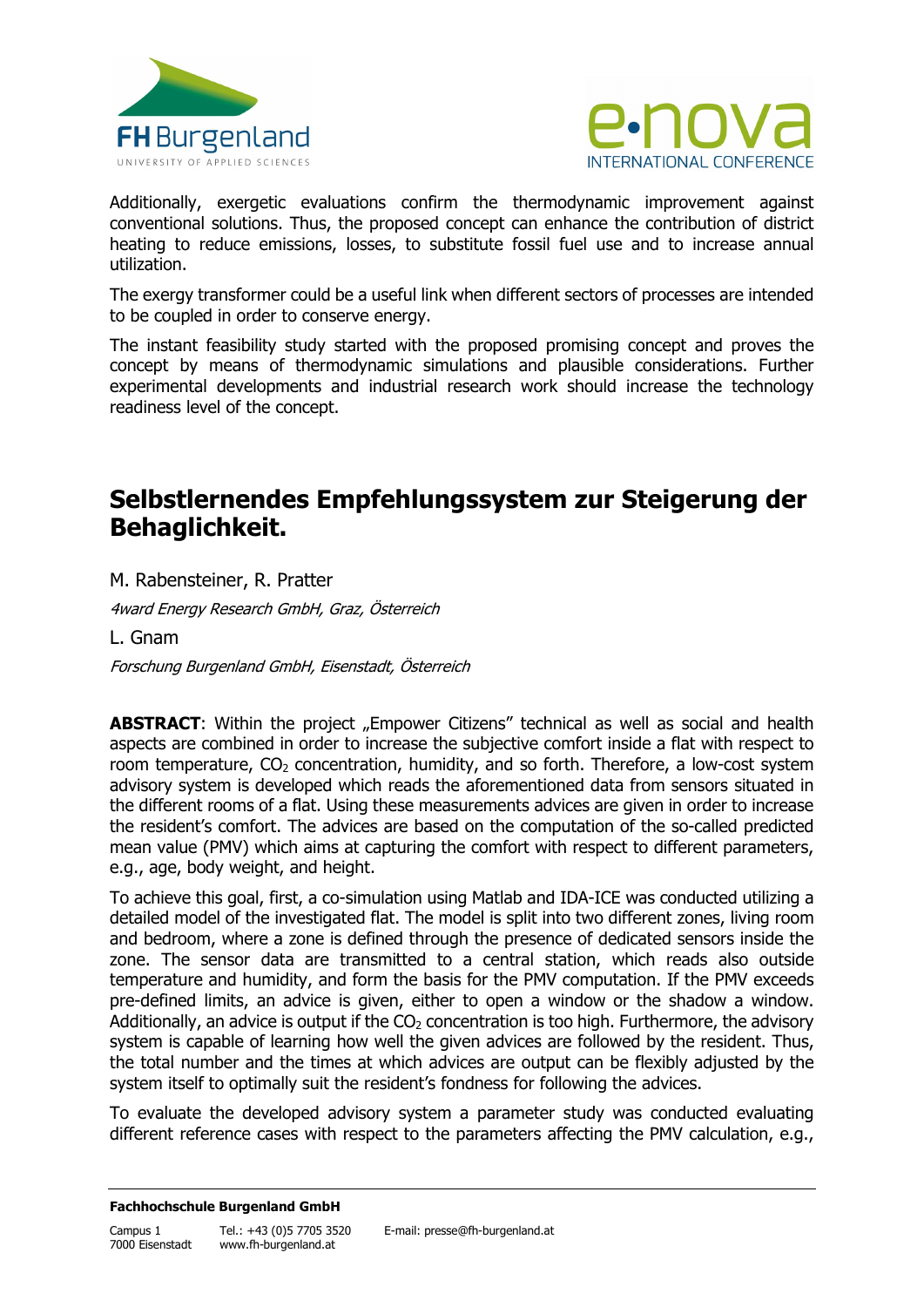Additionally, exergetic evaluations confirm the thermodynamic improvement against conventional solutions. Thus, the proposed concept can enhance the contribution of district heating to reduce emissions, losses, to substitute fossil fuel use and to increase annual utilization.

The exergy transformer could be a useful link when different sectors of processes are intended to be coupled in order to conserve energy.

The instant feasibility study started with the proposed promising concept and proves the concept by means of thermodynamic simulations and plausible considerations. Further experimental developments and industrial research work should increase the technology readiness level of the concept.

## Selbstlernendes Empfehlungssystem zur Steigerung der Behaglichkeit.

M. Rabensteiner, R. Pratter

*4ward Energy Research GmbH, Graz, Österreich*

L. Gnam

*Forschung Burgenland GmbH, Eisenstadt, Österreich*

**ABSTRACT**: Within the project „Empower Citizens" technical as well as social and health aspects are combined in order to increase the subjective comfort inside a flat with respect to room temperature, $CO_2$ concentration, humidity, and so forth. Therefore, a low-cost system advisory system is developed which reads the aforementioned data from sensors situated in the different rooms of a flat. Using these measurements advices are given in order to increase the resident's comfort. The advices are based on the computation of the so-called predicted mean value (PMV) which aims at capturing the comfort with respect to different parameters, e.g., age, body weight, and height.

To achieve this goal, first, a co-simulation using Matlab and IDA-ICE was conducted utilizing a detailed model of the investigated flat. The model is split into two different zones, living room and bedroom, where a zone is defined through the presence of dedicated sensors inside the zone. The sensor data are transmitted to a central station, which reads also outside temperature and humidity, and form the basis for the PMV computation. If the PMV exceeds pre-defined limits, an advice is given, either to open a window or the shadow a window. Additionally, an advice is output if the $CO_2$ concentration is too high. Furthermore, the advisory system is capable of learning how well the given advices are followed by the resident. Thus, the total number and the times at which advices are output can be flexibly adjusted by the system itself to optimally suit the resident's fondness for following the advices.

To evaluate the developed advisory system a parameter study was conducted evaluating different reference cases with respect to the parameters affecting the PMV calculation, e.g.,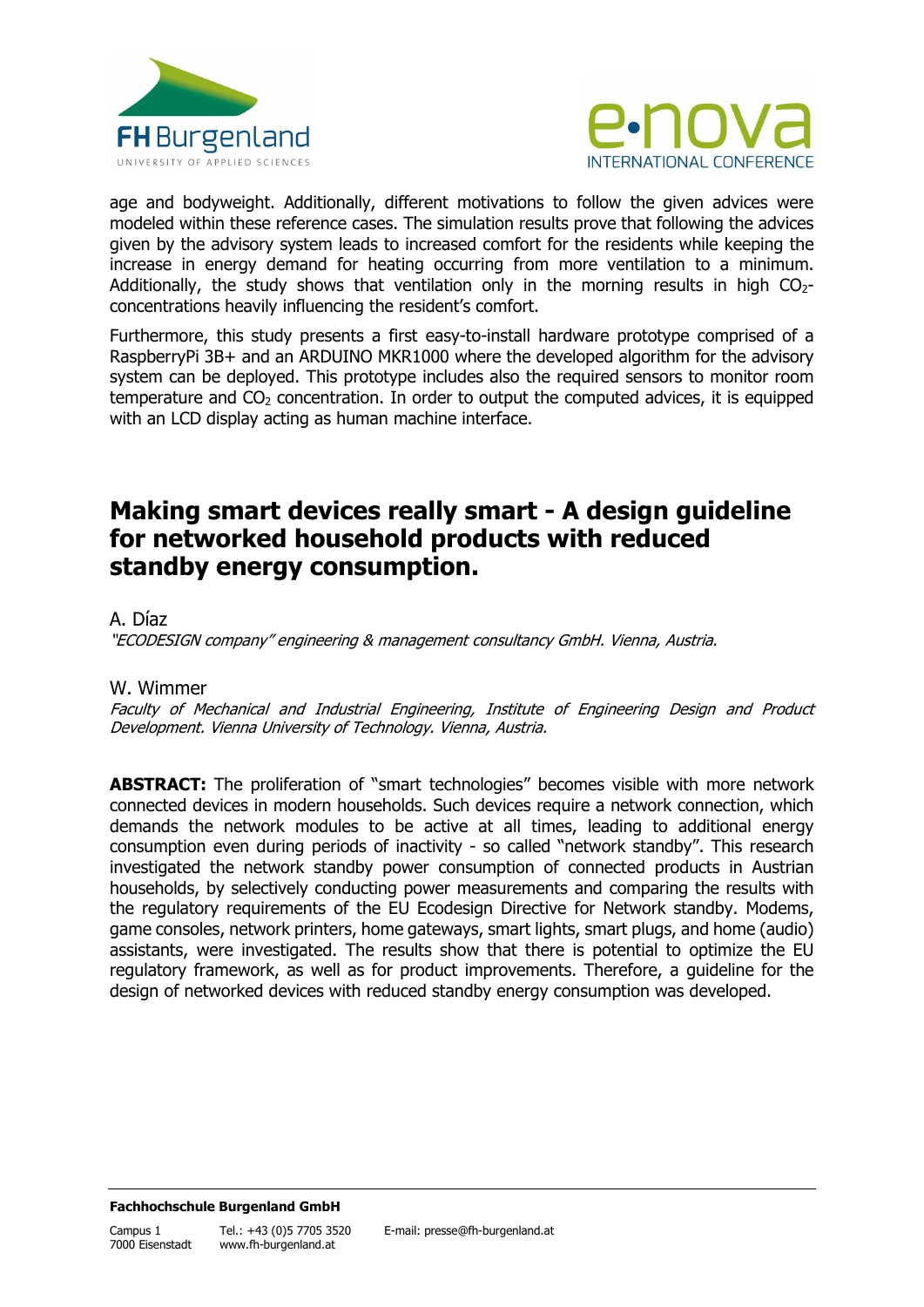age and bodyweight. Additionally, different motivations to follow the given advices were modeled within these reference cases. The simulation results prove that following the advices given by the advisory system leads to increased comfort for the residents while keeping the increase in energy demand for heating occurring from more ventilation to a minimum. Additionally, the study shows that ventilation only in the morning results in high $CO_2$-concentrations heavily influencing the resident's comfort.

Furthermore, this study presents a first easy-to-install hardware prototype comprised of a RaspberryPi 3B+ and an ARDUINO MKR1000 where the developed algorithm for the advisory system can be deployed. This prototype includes also the required sensors to monitor room temperature and $CO_2$ concentration. In order to output the computed advices, it is equipped with an LCD display acting as human machine interface.

## Making smart devices really smart - A design guideline for networked household products with reduced standby energy consumption.

A. Díaz

*"ECODESIGN company" engineering & management consultancy GmbH. Vienna, Austria.*

W. Wimmer

*Faculty of Mechanical and Industrial Engineering, Institute of Engineering Design and Product Development. Vienna University of Technology. Vienna, Austria.*

**ABSTRACT:** The proliferation of "smart technologies" becomes visible with more network connected devices in modern households. Such devices require a network connection, which demands the network modules to be active at all times, leading to additional energy consumption even during periods of inactivity - so called "network standby". This research investigated the network standby power consumption of connected products in Austrian households, by selectively conducting power measurements and comparing the results with the regulatory requirements of the EU Ecodesign Directive for Network standby. Modems, game consoles, network printers, home gateways, smart lights, smart plugs, and home (audio) assistants, were investigated. The results show that there is potential to optimize the EU regulatory framework, as well as for product improvements. Therefore, a guideline for the design of networked devices with reduced standby energy consumption was developed.